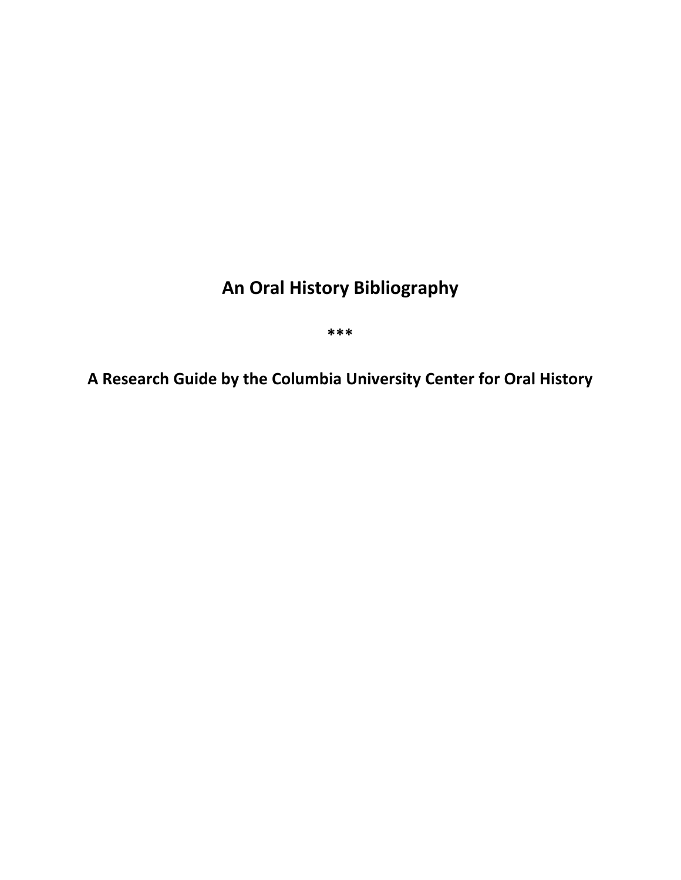# An Oral History Bibliography

***

## A Research Guide by the Columbia University Center for Oral History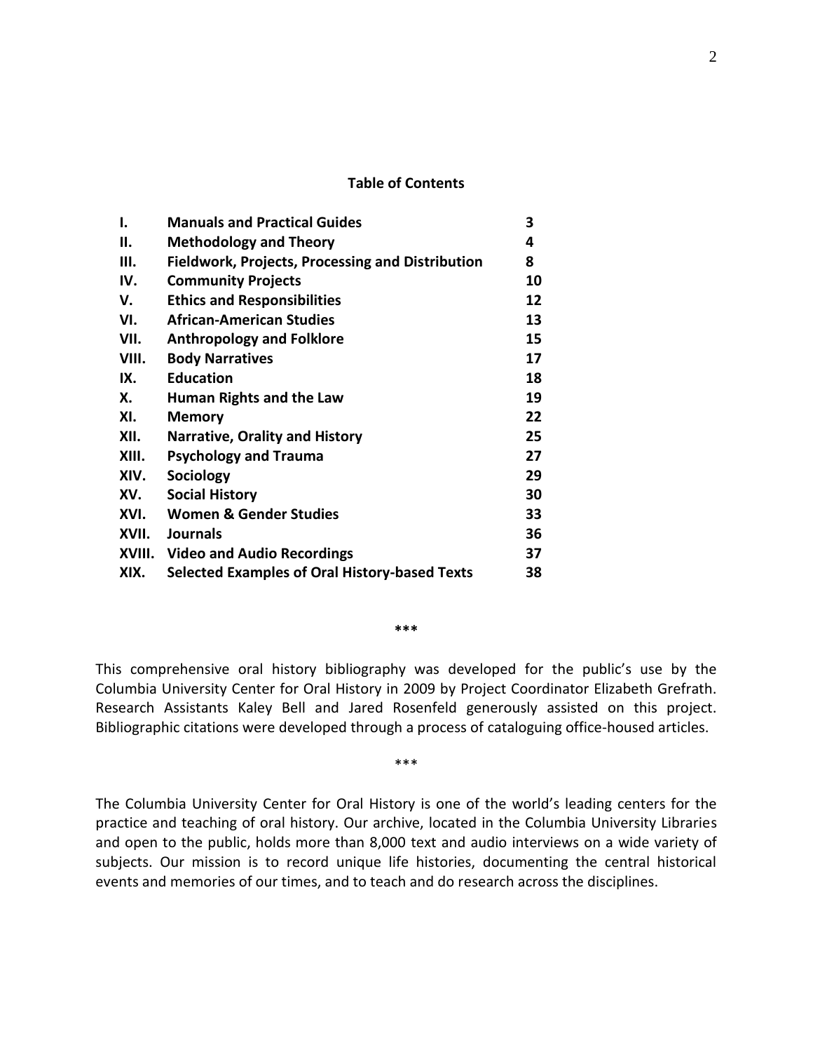## Table of Contents

| | | |
|---|---|---|
| **I.** | **Manuals and Practical Guides** | **3** |
| **II.** | **Methodology and Theory** | **4** |
| **III.** | **Fieldwork, Projects, Processing and Distribution** | **8** |
| **IV.** | **Community Projects** | **10** |
| **V.** | **Ethics and Responsibilities** | **12** |
| **VI.** | **African-American Studies** | **13** |
| **VII.** | **Anthropology and Folklore** | **15** |
| **VIII.** | **Body Narratives** | **17** |
| **IX.** | **Education** | **18** |
| **X.** | **Human Rights and the Law** | **19** |
| **XI.** | **Memory** | **22** |
| **XII.** | **Narrative, Orality and History** | **25** |
| **XIII.** | **Psychology and Trauma** | **27** |
| **XIV.** | **Sociology** | **29** |
| **XV.** | **Social History** | **30** |
| **XVI.** | **Women & Gender Studies** | **33** |
| **XVII.** | **Journals** | **36** |
| **XVIII.** | **Video and Audio Recordings** | **37** |
| **XIX.** | **Selected Examples of Oral History-based Texts** | **38** |

***

This comprehensive oral history bibliography was developed for the public's use by the Columbia University Center for Oral History in 2009 by Project Coordinator Elizabeth Grefrath. Research Assistants Kaley Bell and Jared Rosenfeld generously assisted on this project. Bibliographic citations were developed through a process of cataloguing office-housed articles.

***

The Columbia University Center for Oral History is one of the world's leading centers for the practice and teaching of oral history. Our archive, located in the Columbia University Libraries and open to the public, holds more than 8,000 text and audio interviews on a wide variety of subjects. Our mission is to record unique life histories, documenting the central historical events and memories of our times, and to teach and do research across the disciplines.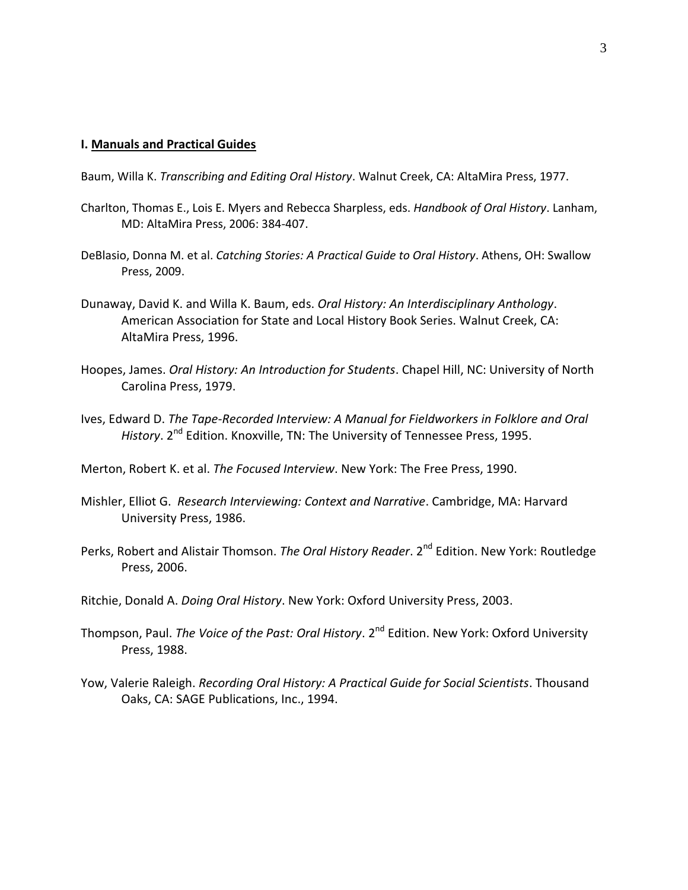## I. Manuals and Practical Guides

Baum, Willa K. *Transcribing and Editing Oral History*. Walnut Creek, CA: AltaMira Press, 1977.

Charlton, Thomas E., Lois E. Myers and Rebecca Sharpless, eds. *Handbook of Oral History*. Lanham, MD: AltaMira Press, 2006: 384-407.

DeBlasio, Donna M. et al. *Catching Stories: A Practical Guide to Oral History*. Athens, OH: Swallow Press, 2009.

Dunaway, David K. and Willa K. Baum, eds. *Oral History: An Interdisciplinary Anthology*. American Association for State and Local History Book Series. Walnut Creek, CA: AltaMira Press, 1996.

Hoopes, James. *Oral History: An Introduction for Students*. Chapel Hill, NC: University of North Carolina Press, 1979.

Ives, Edward D. *The Tape-Recorded Interview: A Manual for Fieldworkers in Folklore and Oral History*. 2nd Edition. Knoxville, TN: The University of Tennessee Press, 1995.

Merton, Robert K. et al. *The Focused Interview*. New York: The Free Press, 1990.

Mishler, Elliot G. *Research Interviewing: Context and Narrative*. Cambridge, MA: Harvard University Press, 1986.

Perks, Robert and Alistair Thomson. *The Oral History Reader*. 2nd Edition. New York: Routledge Press, 2006.

Ritchie, Donald A. *Doing Oral History*. New York: Oxford University Press, 2003.

Thompson, Paul. *The Voice of the Past: Oral History*. 2nd Edition. New York: Oxford University Press, 1988.

Yow, Valerie Raleigh. *Recording Oral History: A Practical Guide for Social Scientists*. Thousand Oaks, CA: SAGE Publications, Inc., 1994.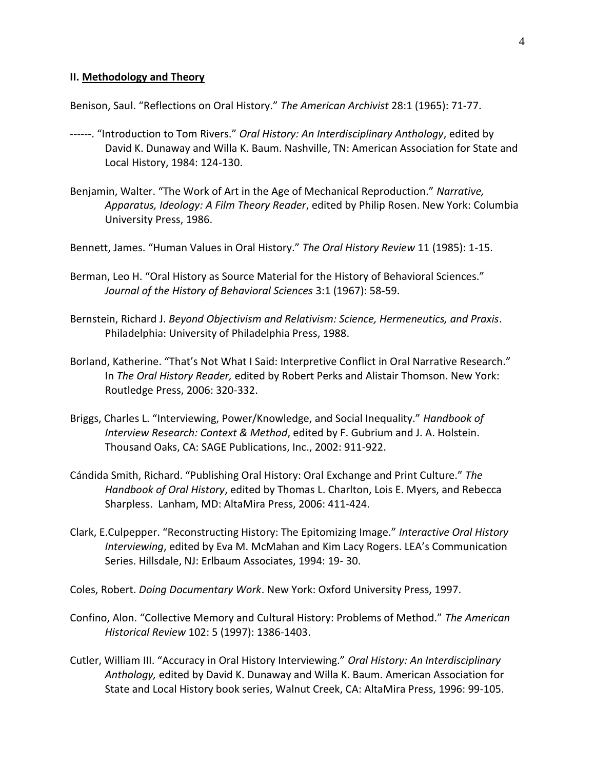## II. Methodology and Theory

Benison, Saul. "Reflections on Oral History." *The American Archivist* 28:1 (1965): 71-77.

------. "Introduction to Tom Rivers." *Oral History: An Interdisciplinary Anthology*, edited by David K. Dunaway and Willa K. Baum. Nashville, TN: American Association for State and Local History, 1984: 124-130.

Benjamin, Walter. "The Work of Art in the Age of Mechanical Reproduction." *Narrative, Apparatus, Ideology: A Film Theory Reader*, edited by Philip Rosen. New York: Columbia University Press, 1986.

Bennett, James. "Human Values in Oral History." *The Oral History Review* 11 (1985): 1-15.

Berman, Leo H. "Oral History as Source Material for the History of Behavioral Sciences." *Journal of the History of Behavioral Sciences* 3:1 (1967): 58-59.

Bernstein, Richard J. *Beyond Objectivism and Relativism: Science, Hermeneutics, and Praxis*. Philadelphia: University of Philadelphia Press, 1988.

Borland, Katherine. "That's Not What I Said: Interpretive Conflict in Oral Narrative Research." In *The Oral History Reader,* edited by Robert Perks and Alistair Thomson. New York: Routledge Press, 2006: 320-332.

Briggs, Charles L. "Interviewing, Power/Knowledge, and Social Inequality." *Handbook of Interview Research: Context & Method*, edited by F. Gubrium and J. A. Holstein. Thousand Oaks, CA: SAGE Publications, Inc., 2002: 911-922.

Cándida Smith, Richard. "Publishing Oral History: Oral Exchange and Print Culture." *The Handbook of Oral History*, edited by Thomas L. Charlton, Lois E. Myers, and Rebecca Sharpless. Lanham, MD: AltaMira Press, 2006: 411-424.

Clark, E.Culpepper. "Reconstructing History: The Epitomizing Image." *Interactive Oral History Interviewing*, edited by Eva M. McMahan and Kim Lacy Rogers. LEA's Communication Series. Hillsdale, NJ: Erlbaum Associates, 1994: 19- 30.

Coles, Robert. *Doing Documentary Work*. New York: Oxford University Press, 1997.

Confino, Alon. "Collective Memory and Cultural History: Problems of Method." *The American Historical Review* 102: 5 (1997): 1386-1403.

Cutler, William III. "Accuracy in Oral History Interviewing." *Oral History: An Interdisciplinary Anthology,* edited by David K. Dunaway and Willa K. Baum. American Association for State and Local History book series, Walnut Creek, CA: AltaMira Press, 1996: 99-105.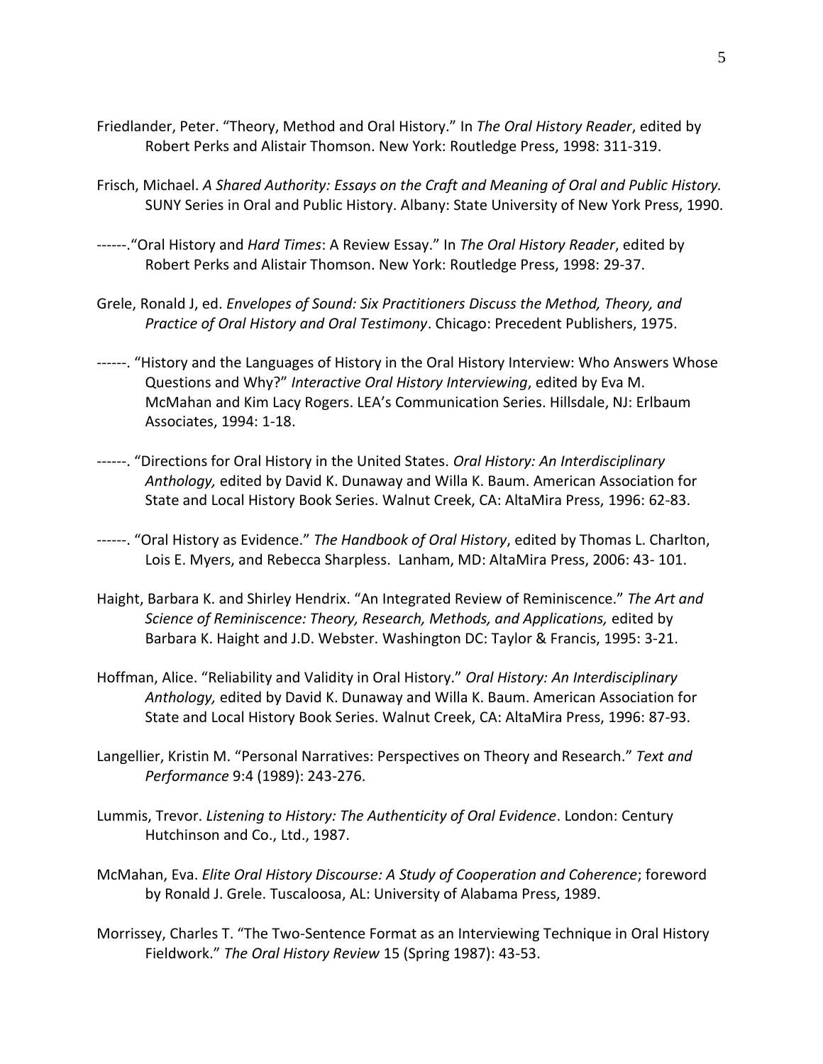Friedlander, Peter. "Theory, Method and Oral History." In *The Oral History Reader*, edited by Robert Perks and Alistair Thomson. New York: Routledge Press, 1998: 311-319.

Frisch, Michael. *A Shared Authority: Essays on the Craft and Meaning of Oral and Public History.* SUNY Series in Oral and Public History. Albany: State University of New York Press, 1990.

------."Oral History and *Hard Times*: A Review Essay." In *The Oral History Reader*, edited by Robert Perks and Alistair Thomson. New York: Routledge Press, 1998: 29-37.

Grele, Ronald J, ed. *Envelopes of Sound: Six Practitioners Discuss the Method, Theory, and Practice of Oral History and Oral Testimony*. Chicago: Precedent Publishers, 1975.

------. "History and the Languages of History in the Oral History Interview: Who Answers Whose Questions and Why?" *Interactive Oral History Interviewing*, edited by Eva M. McMahan and Kim Lacy Rogers. LEA's Communication Series. Hillsdale, NJ: Erlbaum Associates, 1994: 1-18.

------. "Directions for Oral History in the United States. *Oral History: An Interdisciplinary Anthology,* edited by David K. Dunaway and Willa K. Baum. American Association for State and Local History Book Series. Walnut Creek, CA: AltaMira Press, 1996: 62-83.

------. "Oral History as Evidence." *The Handbook of Oral History*, edited by Thomas L. Charlton, Lois E. Myers, and Rebecca Sharpless. Lanham, MD: AltaMira Press, 2006: 43- 101.

Haight, Barbara K. and Shirley Hendrix. "An Integrated Review of Reminiscence." *The Art and Science of Reminiscence: Theory, Research, Methods, and Applications,* edited by Barbara K. Haight and J.D. Webster. Washington DC: Taylor & Francis, 1995: 3-21.

Hoffman, Alice. "Reliability and Validity in Oral History." *Oral History: An Interdisciplinary Anthology,* edited by David K. Dunaway and Willa K. Baum. American Association for State and Local History Book Series. Walnut Creek, CA: AltaMira Press, 1996: 87-93.

Langellier, Kristin M. "Personal Narratives: Perspectives on Theory and Research." *Text and Performance* 9:4 (1989): 243-276.

Lummis, Trevor. *Listening to History: The Authenticity of Oral Evidence*. London: Century Hutchinson and Co., Ltd., 1987.

McMahan, Eva. *Elite Oral History Discourse: A Study of Cooperation and Coherence*; foreword by Ronald J. Grele. Tuscaloosa, AL: University of Alabama Press, 1989.

Morrissey, Charles T. "The Two-Sentence Format as an Interviewing Technique in Oral History Fieldwork." *The Oral History Review* 15 (Spring 1987): 43-53.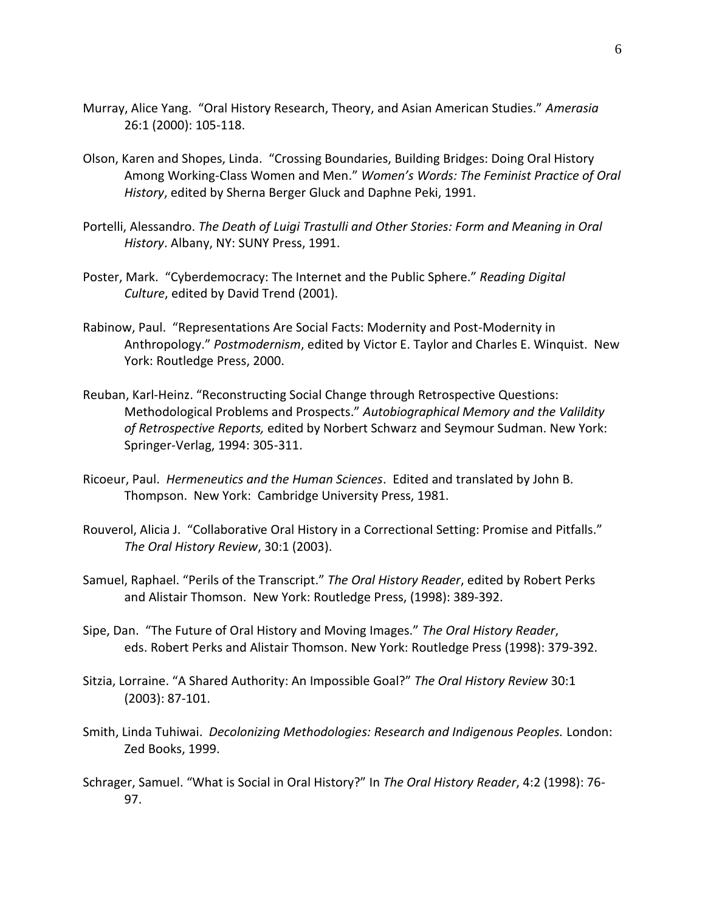Murray, Alice Yang. "Oral History Research, Theory, and Asian American Studies." *Amerasia* 26:1 (2000): 105-118.

Olson, Karen and Shopes, Linda. "Crossing Boundaries, Building Bridges: Doing Oral History Among Working-Class Women and Men." *Women's Words: The Feminist Practice of Oral History*, edited by Sherna Berger Gluck and Daphne Peki, 1991.

Portelli, Alessandro. *The Death of Luigi Trastulli and Other Stories: Form and Meaning in Oral History*. Albany, NY: SUNY Press, 1991.

Poster, Mark. "Cyberdemocracy: The Internet and the Public Sphere." *Reading Digital Culture*, edited by David Trend (2001).

Rabinow, Paul. "Representations Are Social Facts: Modernity and Post-Modernity in Anthropology." *Postmodernism*, edited by Victor E. Taylor and Charles E. Winquist. New York: Routledge Press, 2000.

Reuban, Karl-Heinz. "Reconstructing Social Change through Retrospective Questions: Methodological Problems and Prospects." *Autobiographical Memory and the Valildity of Retrospective Reports,* edited by Norbert Schwarz and Seymour Sudman. New York: Springer-Verlag, 1994: 305-311.

Ricoeur, Paul. *Hermeneutics and the Human Sciences*. Edited and translated by John B. Thompson. New York: Cambridge University Press, 1981.

Rouverol, Alicia J. "Collaborative Oral History in a Correctional Setting: Promise and Pitfalls." *The Oral History Review*, 30:1 (2003).

Samuel, Raphael. "Perils of the Transcript." *The Oral History Reader*, edited by Robert Perks and Alistair Thomson. New York: Routledge Press, (1998): 389-392.

Sipe, Dan. "The Future of Oral History and Moving Images." *The Oral History Reader*, eds. Robert Perks and Alistair Thomson. New York: Routledge Press (1998): 379-392.

Sitzia, Lorraine. "A Shared Authority: An Impossible Goal?" *The Oral History Review* 30:1 (2003): 87-101.

Smith, Linda Tuhiwai. *Decolonizing Methodologies: Research and Indigenous Peoples.* London: Zed Books, 1999.

Schrager, Samuel. "What is Social in Oral History?" In *The Oral History Reader*, 4:2 (1998): 76-97.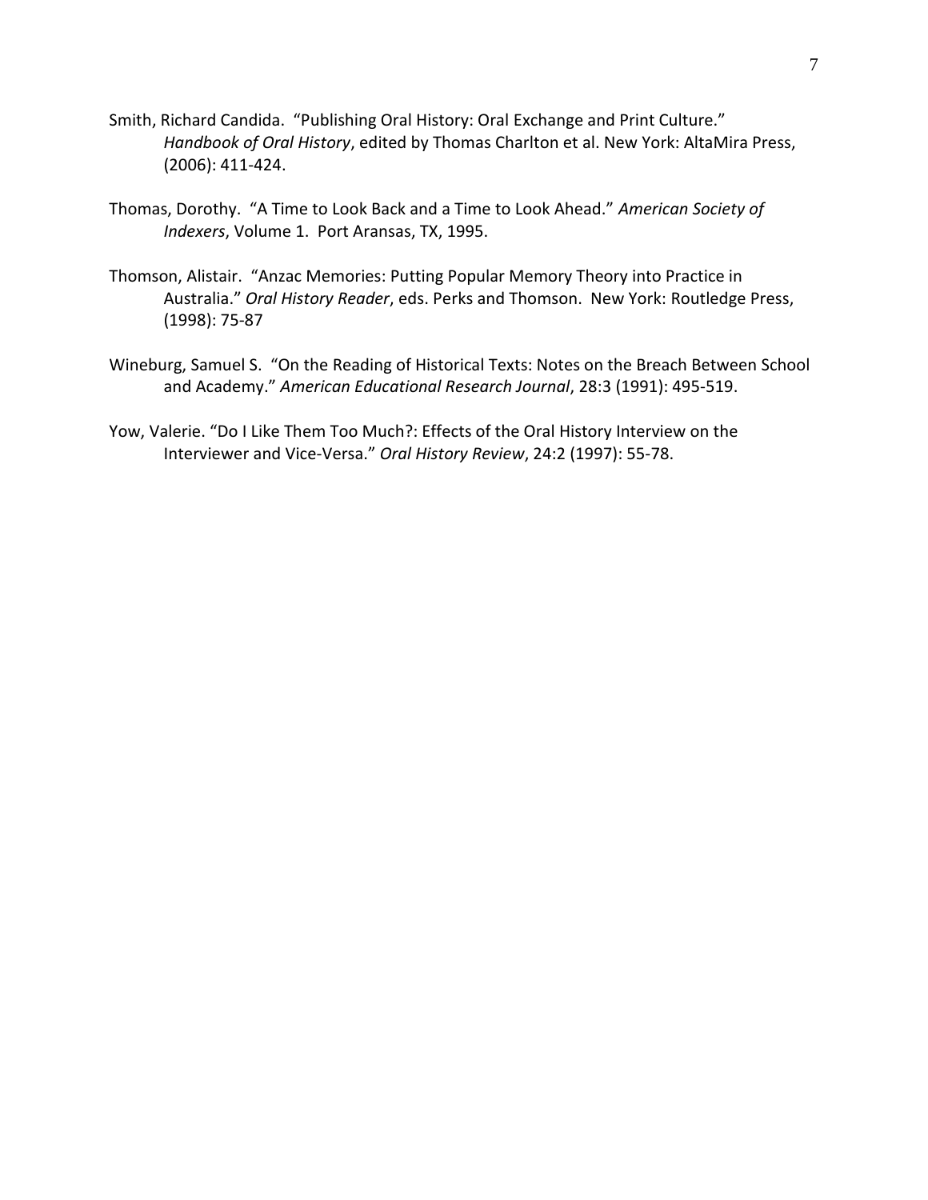Smith, Richard Candida. "Publishing Oral History: Oral Exchange and Print Culture." *Handbook of Oral History*, edited by Thomas Charlton et al. New York: AltaMira Press, (2006): 411-424.

Thomas, Dorothy. "A Time to Look Back and a Time to Look Ahead." *American Society of Indexers*, Volume 1. Port Aransas, TX, 1995.

Thomson, Alistair. "Anzac Memories: Putting Popular Memory Theory into Practice in Australia." *Oral History Reader*, eds. Perks and Thomson. New York: Routledge Press, (1998): 75-87

Wineburg, Samuel S. "On the Reading of Historical Texts: Notes on the Breach Between School and Academy." *American Educational Research Journal*, 28:3 (1991): 495-519.

Yow, Valerie. "Do I Like Them Too Much?: Effects of the Oral History Interview on the Interviewer and Vice-Versa." *Oral History Review*, 24:2 (1997): 55-78.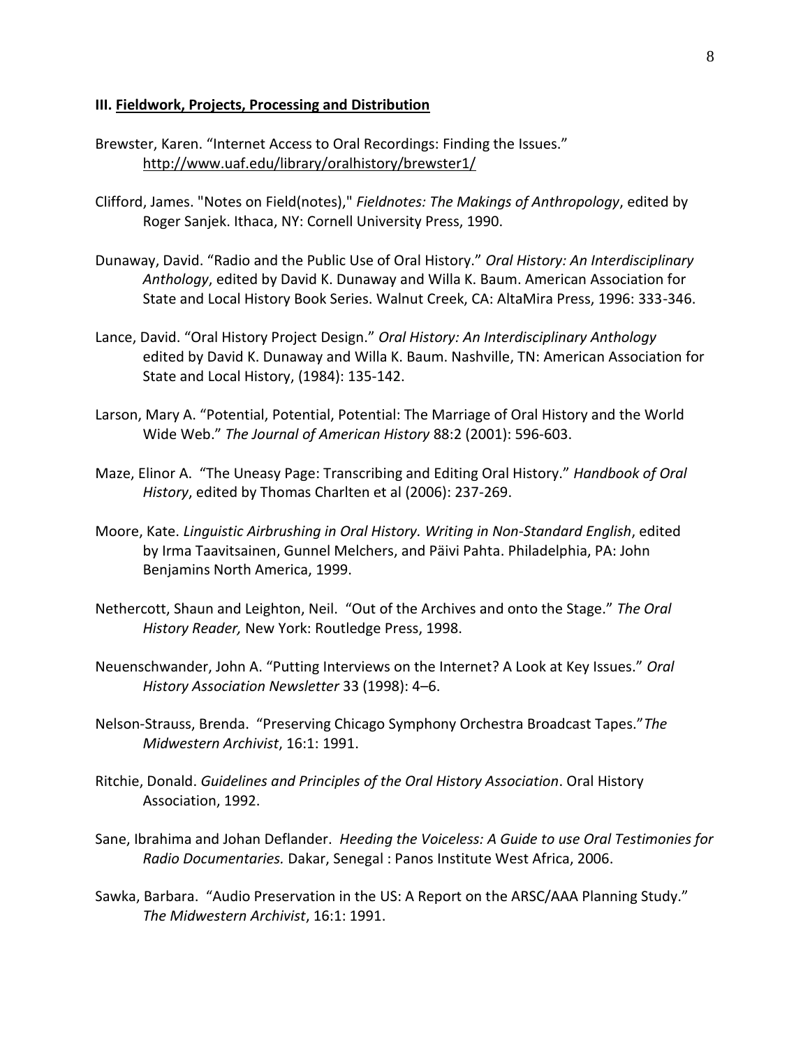### III. Fieldwork, Projects, Processing and Distribution

Brewster, Karen. "Internet Access to Oral Recordings: Finding the Issues." http://www.uaf.edu/library/oralhistory/brewster1/

Clifford, James. "Notes on Field(notes)," *Fieldnotes: The Makings of Anthropology*, edited by Roger Sanjek. Ithaca, NY: Cornell University Press, 1990.

Dunaway, David. "Radio and the Public Use of Oral History." *Oral History: An Interdisciplinary Anthology*, edited by David K. Dunaway and Willa K. Baum. American Association for State and Local History Book Series. Walnut Creek, CA: AltaMira Press, 1996: 333-346.

Lance, David. "Oral History Project Design." *Oral History: An Interdisciplinary Anthology* edited by David K. Dunaway and Willa K. Baum. Nashville, TN: American Association for State and Local History, (1984): 135-142.

Larson, Mary A. "Potential, Potential, Potential: The Marriage of Oral History and the World Wide Web." *The Journal of American History* 88:2 (2001): 596-603.

Maze, Elinor A. "The Uneasy Page: Transcribing and Editing Oral History." *Handbook of Oral History*, edited by Thomas Charlten et al (2006): 237-269.

Moore, Kate. *Linguistic Airbrushing in Oral History. Writing in Non-Standard English*, edited by Irma Taavitsainen, Gunnel Melchers, and Päivi Pahta. Philadelphia, PA: John Benjamins North America, 1999.

Nethercott, Shaun and Leighton, Neil. "Out of the Archives and onto the Stage." *The Oral History Reader,* New York: Routledge Press, 1998.

Neuenschwander, John A. "Putting Interviews on the Internet? A Look at Key Issues." *Oral History Association Newsletter* 33 (1998): 4–6.

Nelson-Strauss, Brenda. "Preserving Chicago Symphony Orchestra Broadcast Tapes."*The Midwestern Archivist*, 16:1: 1991.

Ritchie, Donald. *Guidelines and Principles of the Oral History Association*. Oral History Association, 1992.

Sane, Ibrahima and Johan Deflander. *Heeding the Voiceless: A Guide to use Oral Testimonies for Radio Documentaries.* Dakar, Senegal : Panos Institute West Africa, 2006.

Sawka, Barbara. "Audio Preservation in the US: A Report on the ARSC/AAA Planning Study." *The Midwestern Archivist*, 16:1: 1991.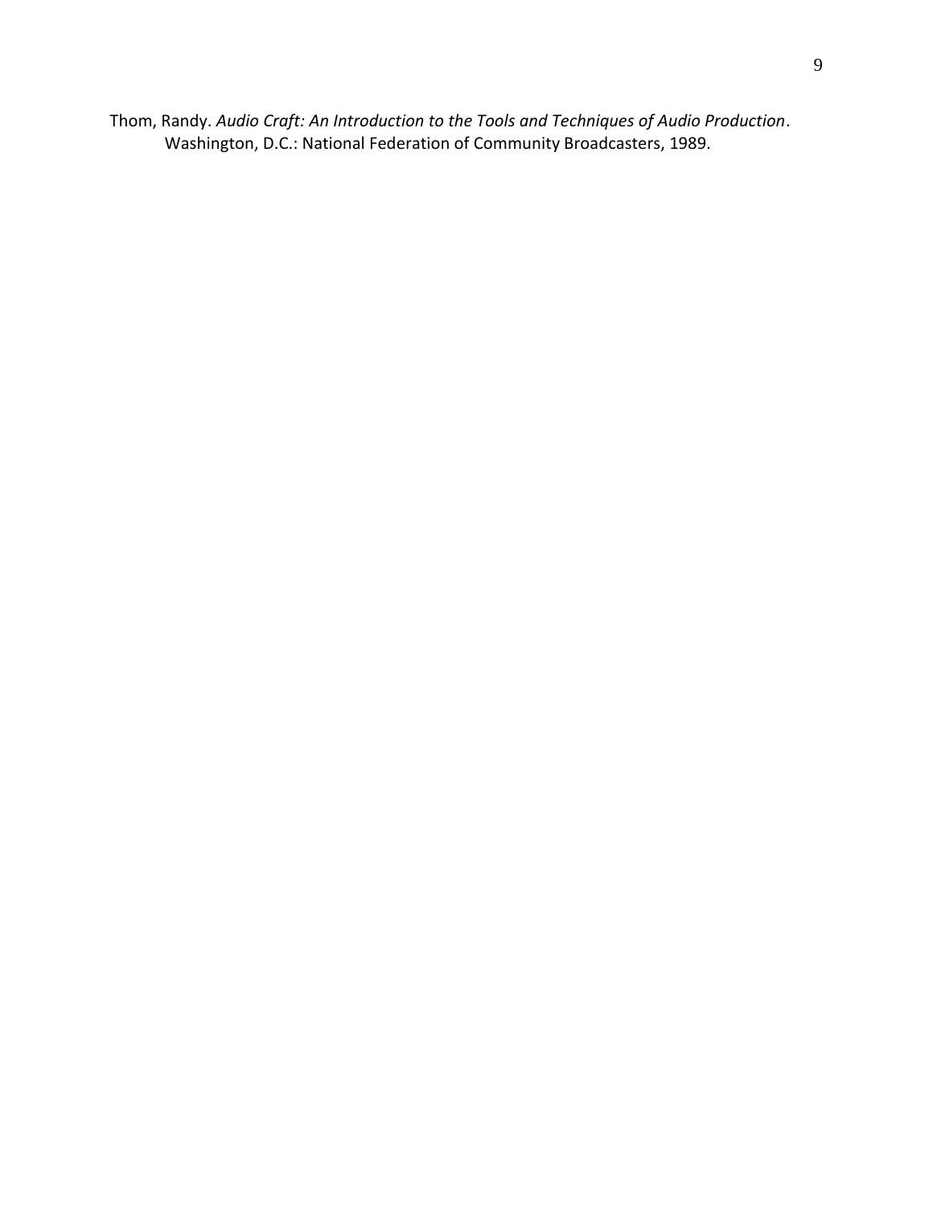Thom, Randy. *Audio Craft: An Introduction to the Tools and Techniques of Audio Production*. Washington, D.C.: National Federation of Community Broadcasters, 1989.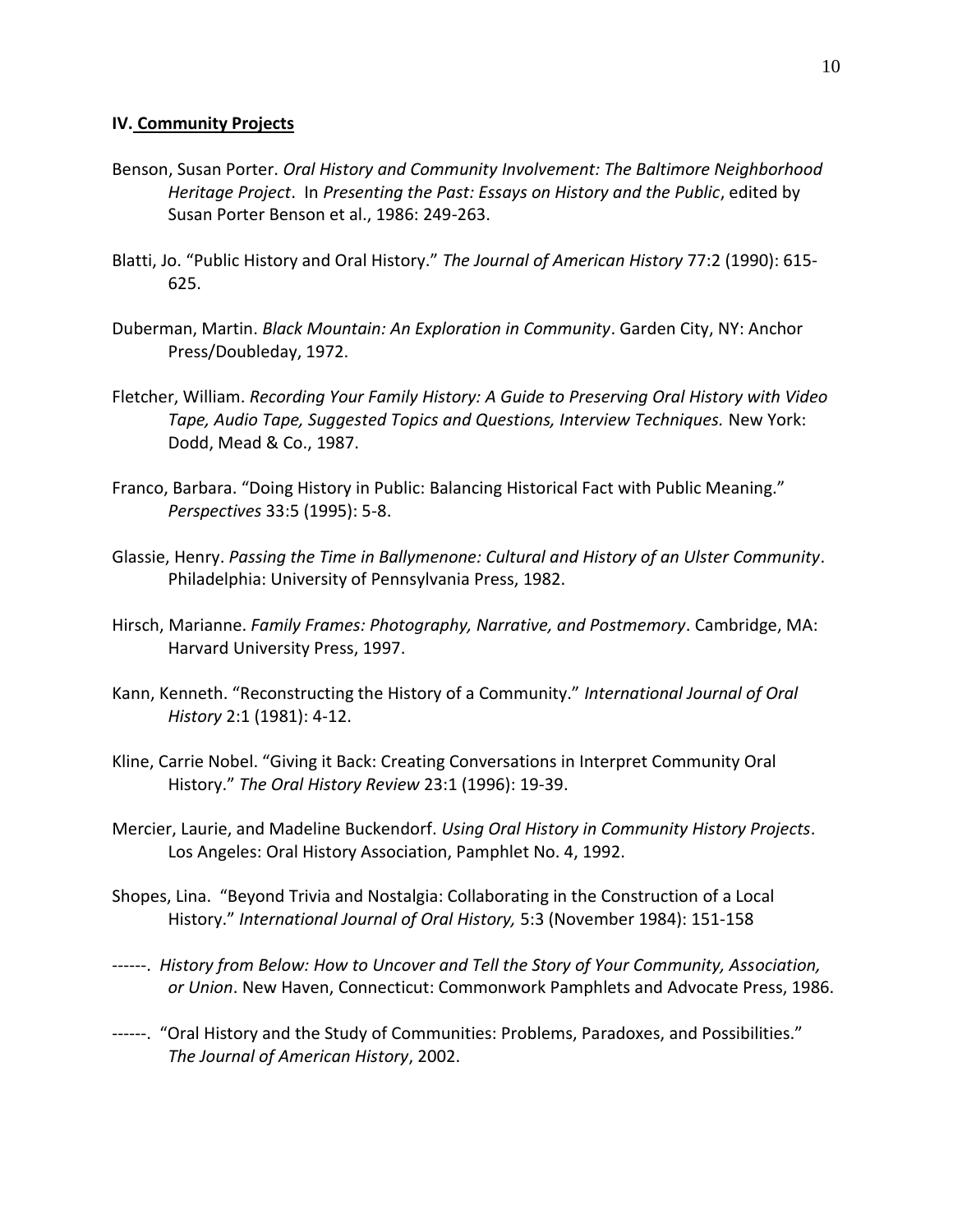### **IV. Community Projects**

Benson, Susan Porter. *Oral History and Community Involvement: The Baltimore Neighborhood Heritage Project*. In *Presenting the Past: Essays on History and the Public*, edited by Susan Porter Benson et al., 1986: 249-263.

Blatti, Jo. "Public History and Oral History." *The Journal of American History* 77:2 (1990): 615-625.

Duberman, Martin. *Black Mountain: An Exploration in Community*. Garden City, NY: Anchor Press/Doubleday, 1972.

Fletcher, William. *Recording Your Family History: A Guide to Preserving Oral History with Video Tape, Audio Tape, Suggested Topics and Questions, Interview Techniques.* New York: Dodd, Mead & Co., 1987.

Franco, Barbara. "Doing History in Public: Balancing Historical Fact with Public Meaning." *Perspectives* 33:5 (1995): 5-8.

Glassie, Henry. *Passing the Time in Ballymenone: Cultural and History of an Ulster Community*. Philadelphia: University of Pennsylvania Press, 1982.

Hirsch, Marianne. *Family Frames: Photography, Narrative, and Postmemory*. Cambridge, MA: Harvard University Press, 1997.

Kann, Kenneth. "Reconstructing the History of a Community." *International Journal of Oral History* 2:1 (1981): 4-12.

Kline, Carrie Nobel. "Giving it Back: Creating Conversations in Interpret Community Oral History." *The Oral History Review* 23:1 (1996): 19-39.

Mercier, Laurie, and Madeline Buckendorf. *Using Oral History in Community History Projects*. Los Angeles: Oral History Association, Pamphlet No. 4, 1992.

Shopes, Lina. "Beyond Trivia and Nostalgia: Collaborating in the Construction of a Local History." *International Journal of Oral History,* 5:3 (November 1984): 151-158

------. *History from Below: How to Uncover and Tell the Story of Your Community, Association, or Union*. New Haven, Connecticut: Commonwork Pamphlets and Advocate Press, 1986.

------. "Oral History and the Study of Communities: Problems, Paradoxes, and Possibilities." *The Journal of American History*, 2002.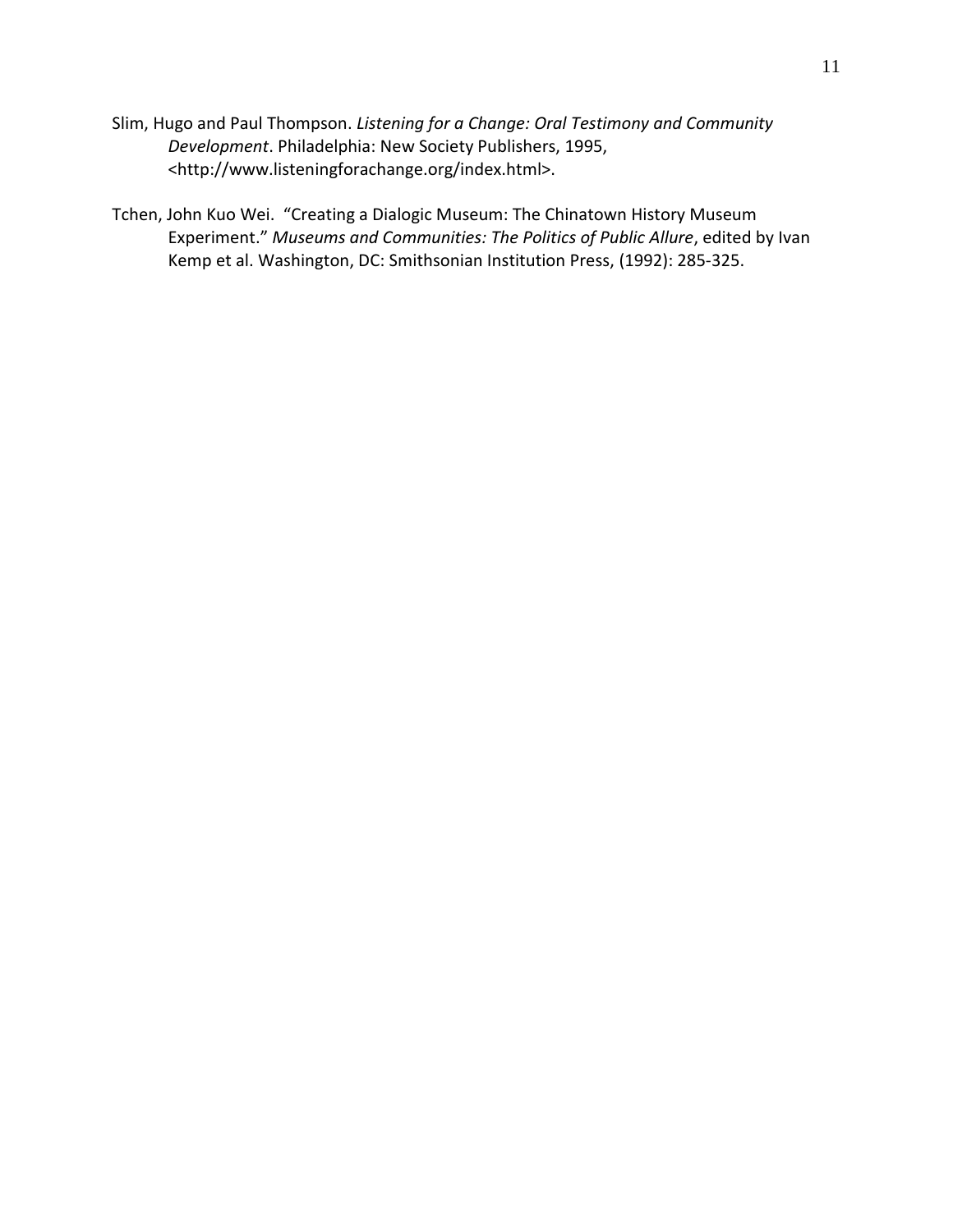Slim, Hugo and Paul Thompson. *Listening for a Change: Oral Testimony and Community Development*. Philadelphia: New Society Publishers, 1995, <http://www.listeningforachange.org/index.html>.

Tchen, John Kuo Wei. "Creating a Dialogic Museum: The Chinatown History Museum Experiment." *Museums and Communities: The Politics of Public Allure*, edited by Ivan Kemp et al. Washington, DC: Smithsonian Institution Press, (1992): 285-325.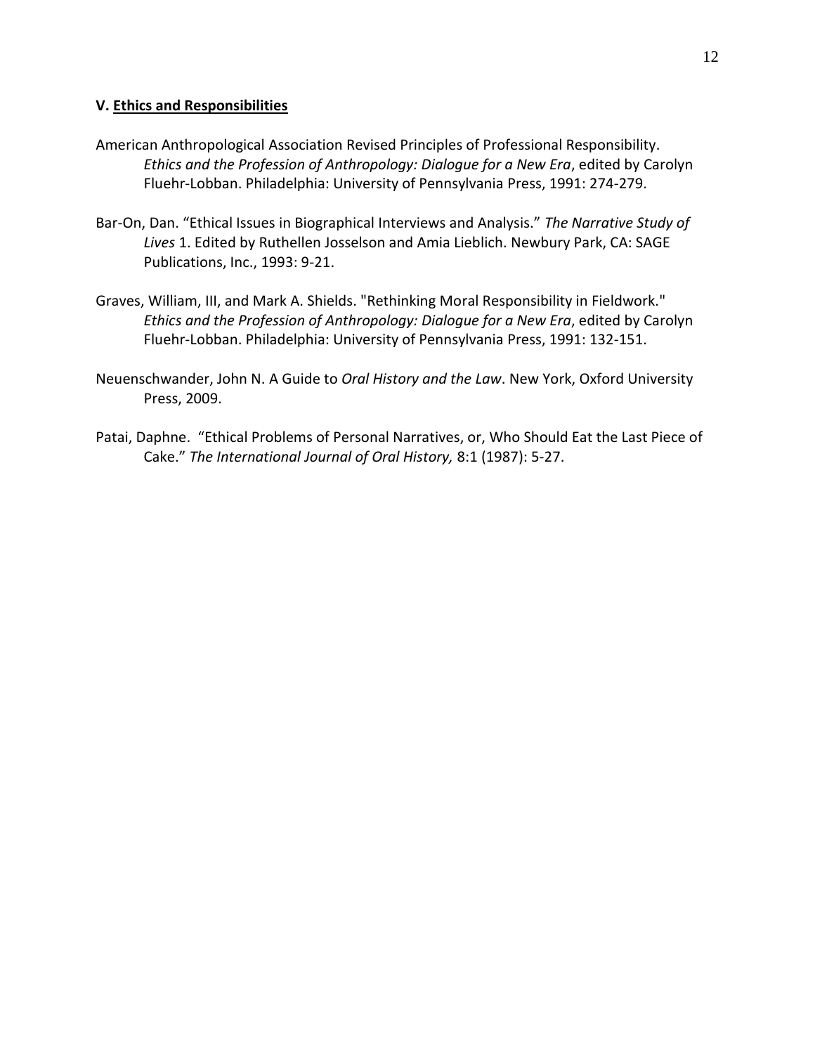### V. <u>Ethics and Responsibilities</u>

American Anthropological Association Revised Principles of Professional Responsibility. *Ethics and the Profession of Anthropology: Dialogue for a New Era*, edited by Carolyn Fluehr-Lobban. Philadelphia: University of Pennsylvania Press, 1991: 274-279.

Bar-On, Dan. "Ethical Issues in Biographical Interviews and Analysis." *The Narrative Study of Lives* 1. Edited by Ruthellen Josselson and Amia Lieblich. Newbury Park, CA: SAGE Publications, Inc., 1993: 9-21.

Graves, William, III, and Mark A. Shields. "Rethinking Moral Responsibility in Fieldwork." *Ethics and the Profession of Anthropology: Dialogue for a New Era*, edited by Carolyn Fluehr-Lobban. Philadelphia: University of Pennsylvania Press, 1991: 132-151.

Neuenschwander, John N. A Guide to *Oral History and the Law*. New York, Oxford University Press, 2009.

Patai, Daphne. "Ethical Problems of Personal Narratives, or, Who Should Eat the Last Piece of Cake." *The International Journal of Oral History,* 8:1 (1987): 5-27.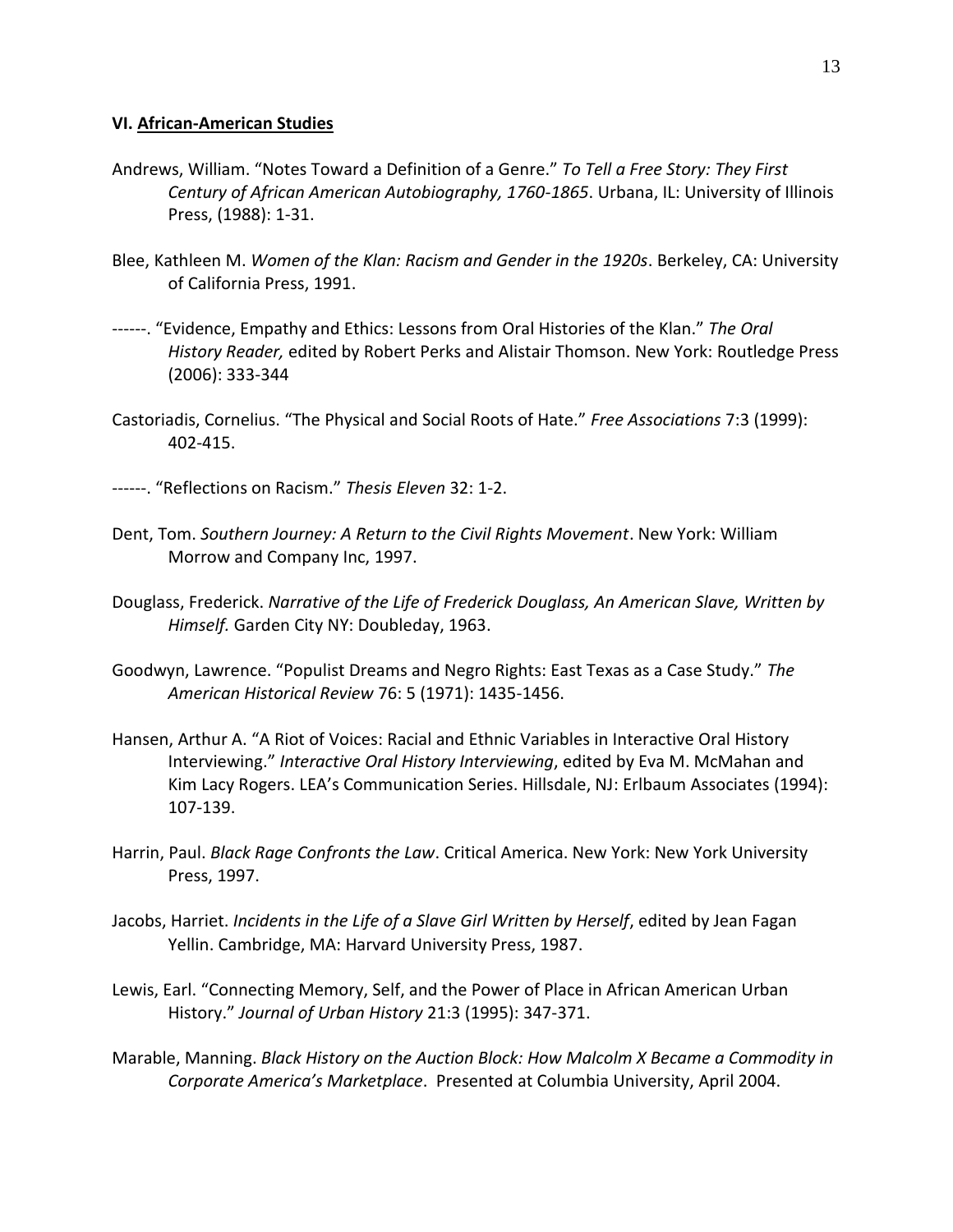### VI. African-American Studies

Andrews, William. "Notes Toward a Definition of a Genre." *To Tell a Free Story: They First Century of African American Autobiography, 1760-1865*. Urbana, IL: University of Illinois Press, (1988): 1-31.

Blee, Kathleen M. *Women of the Klan: Racism and Gender in the 1920s*. Berkeley, CA: University of California Press, 1991.

------. "Evidence, Empathy and Ethics: Lessons from Oral Histories of the Klan." *The Oral History Reader,* edited by Robert Perks and Alistair Thomson. New York: Routledge Press (2006): 333-344

Castoriadis, Cornelius. "The Physical and Social Roots of Hate." *Free Associations* 7:3 (1999): 402-415.

------. "Reflections on Racism." *Thesis Eleven* 32: 1-2.

Dent, Tom. *Southern Journey: A Return to the Civil Rights Movement*. New York: William Morrow and Company Inc, 1997.

Douglass, Frederick. *Narrative of the Life of Frederick Douglass, An American Slave, Written by Himself.* Garden City NY: Doubleday, 1963.

Goodwyn, Lawrence. "Populist Dreams and Negro Rights: East Texas as a Case Study." *The American Historical Review* 76: 5 (1971): 1435-1456.

Hansen, Arthur A. "A Riot of Voices: Racial and Ethnic Variables in Interactive Oral History Interviewing." *Interactive Oral History Interviewing*, edited by Eva M. McMahan and Kim Lacy Rogers. LEA's Communication Series. Hillsdale, NJ: Erlbaum Associates (1994): 107-139.

Harrin, Paul. *Black Rage Confronts the Law*. Critical America. New York: New York University Press, 1997.

Jacobs, Harriet. *Incidents in the Life of a Slave Girl Written by Herself*, edited by Jean Fagan Yellin. Cambridge, MA: Harvard University Press, 1987.

Lewis, Earl. "Connecting Memory, Self, and the Power of Place in African American Urban History." *Journal of Urban History* 21:3 (1995): 347-371.

Marable, Manning. *Black History on the Auction Block: How Malcolm X Became a Commodity in Corporate America's Marketplace*. Presented at Columbia University, April 2004.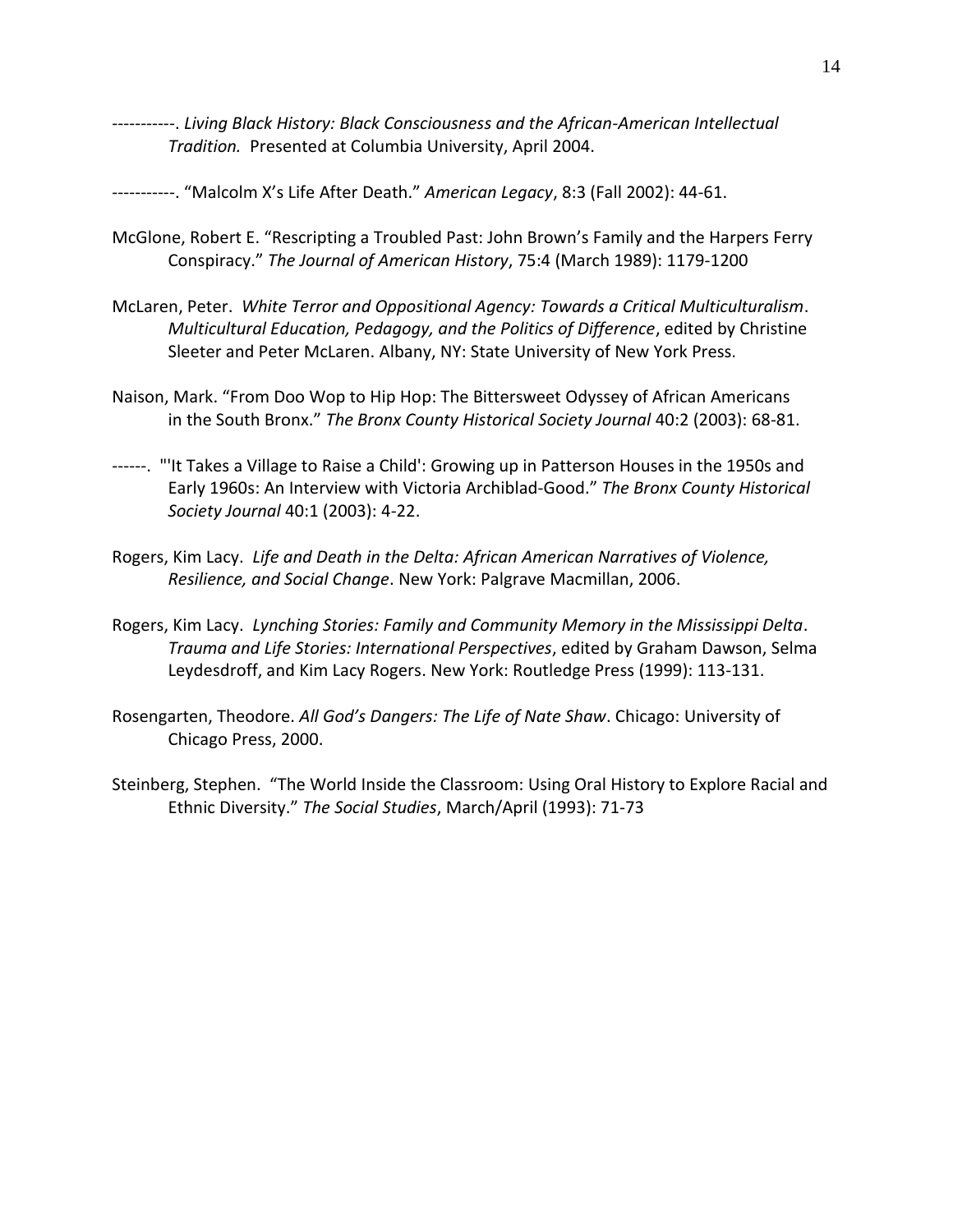-----------. *Living Black History: Black Consciousness and the African-American Intellectual Tradition.* Presented at Columbia University, April 2004.

-----------. "Malcolm X's Life After Death." *American Legacy*, 8:3 (Fall 2002): 44-61.

McGlone, Robert E. "Rescripting a Troubled Past: John Brown's Family and the Harpers Ferry Conspiracy." *The Journal of American History*, 75:4 (March 1989): 1179-1200

McLaren, Peter. *White Terror and Oppositional Agency: Towards a Critical Multiculturalism*. *Multicultural Education, Pedagogy, and the Politics of Difference*, edited by Christine Sleeter and Peter McLaren. Albany, NY: State University of New York Press.

Naison, Mark. "From Doo Wop to Hip Hop: The Bittersweet Odyssey of African Americans in the South Bronx." *The Bronx County Historical Society Journal* 40:2 (2003): 68-81.

------. "'It Takes a Village to Raise a Child': Growing up in Patterson Houses in the 1950s and Early 1960s: An Interview with Victoria Archiblad-Good." *The Bronx County Historical Society Journal* 40:1 (2003): 4-22.

Rogers, Kim Lacy. *Life and Death in the Delta: African American Narratives of Violence, Resilience, and Social Change*. New York: Palgrave Macmillan, 2006.

Rogers, Kim Lacy. *Lynching Stories: Family and Community Memory in the Mississippi Delta*. *Trauma and Life Stories: International Perspectives*, edited by Graham Dawson, Selma Leydesdroff, and Kim Lacy Rogers. New York: Routledge Press (1999): 113-131.

Rosengarten, Theodore. *All God's Dangers: The Life of Nate Shaw*. Chicago: University of Chicago Press, 2000.

Steinberg, Stephen. "The World Inside the Classroom: Using Oral History to Explore Racial and Ethnic Diversity." *The Social Studies*, March/April (1993): 71-73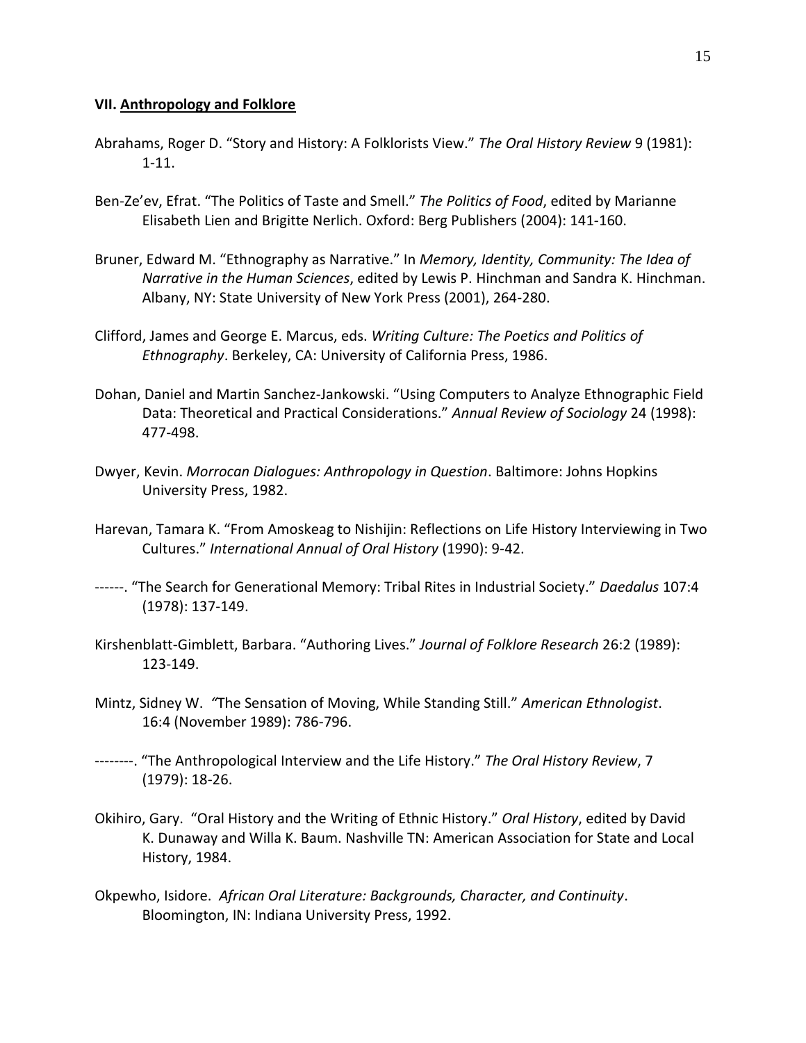## VII. <u>Anthropology and Folklore</u>

Abrahams, Roger D. "Story and History: A Folklorists View." *The Oral History Review* 9 (1981): 1-11.

Ben-Ze'ev, Efrat. "The Politics of Taste and Smell." *The Politics of Food*, edited by Marianne Elisabeth Lien and Brigitte Nerlich. Oxford: Berg Publishers (2004): 141-160.

Bruner, Edward M. "Ethnography as Narrative." In *Memory, Identity, Community: The Idea of Narrative in the Human Sciences*, edited by Lewis P. Hinchman and Sandra K. Hinchman. Albany, NY: State University of New York Press (2001), 264-280.

Clifford, James and George E. Marcus, eds. *Writing Culture: The Poetics and Politics of Ethnography*. Berkeley, CA: University of California Press, 1986.

Dohan, Daniel and Martin Sanchez-Jankowski. "Using Computers to Analyze Ethnographic Field Data: Theoretical and Practical Considerations." *Annual Review of Sociology* 24 (1998): 477-498.

Dwyer, Kevin. *Morrocan Dialogues: Anthropology in Question*. Baltimore: Johns Hopkins University Press, 1982.

Harevan, Tamara K. "From Amoskeag to Nishijin: Reflections on Life History Interviewing in Two Cultures." *International Annual of Oral History* (1990): 9-42.

------. "The Search for Generational Memory: Tribal Rites in Industrial Society." *Daedalus* 107:4 (1978): 137-149.

Kirshenblatt-Gimblett, Barbara. "Authoring Lives." *Journal of Folklore Research* 26:2 (1989): 123-149.

Mintz, Sidney W. *"*The Sensation of Moving, While Standing Still." *American Ethnologist*. 16:4 (November 1989): 786-796.

--------. "The Anthropological Interview and the Life History." *The Oral History Review*, 7 (1979): 18-26.

Okihiro, Gary. "Oral History and the Writing of Ethnic History." *Oral History*, edited by David K. Dunaway and Willa K. Baum. Nashville TN: American Association for State and Local History, 1984.

Okpewho, Isidore. *African Oral Literature: Backgrounds, Character, and Continuity*. Bloomington, IN: Indiana University Press, 1992.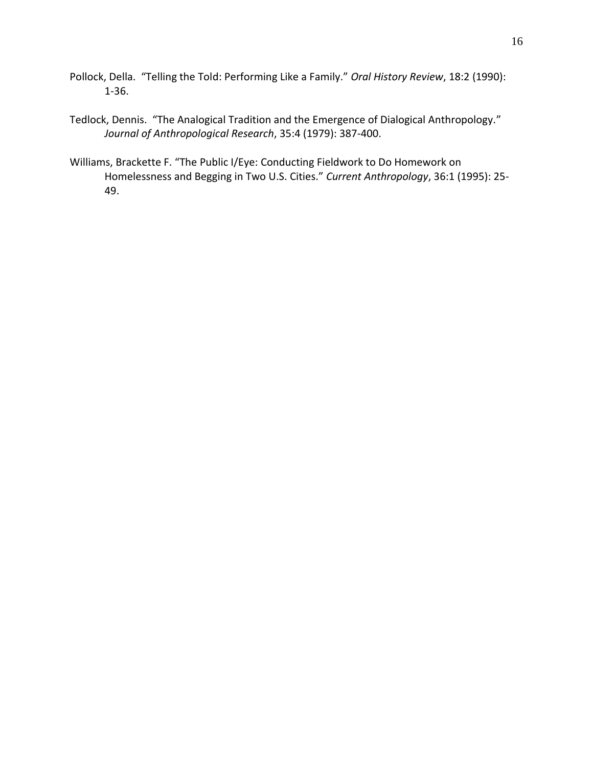Pollock, Della. "Telling the Told: Performing Like a Family." *Oral History Review*, 18:2 (1990): 1-36.

Tedlock, Dennis. "The Analogical Tradition and the Emergence of Dialogical Anthropology." *Journal of Anthropological Research*, 35:4 (1979): 387-400.

Williams, Brackette F. "The Public I/Eye: Conducting Fieldwork to Do Homework on Homelessness and Begging in Two U.S. Cities." *Current Anthropology*, 36:1 (1995): 25-49.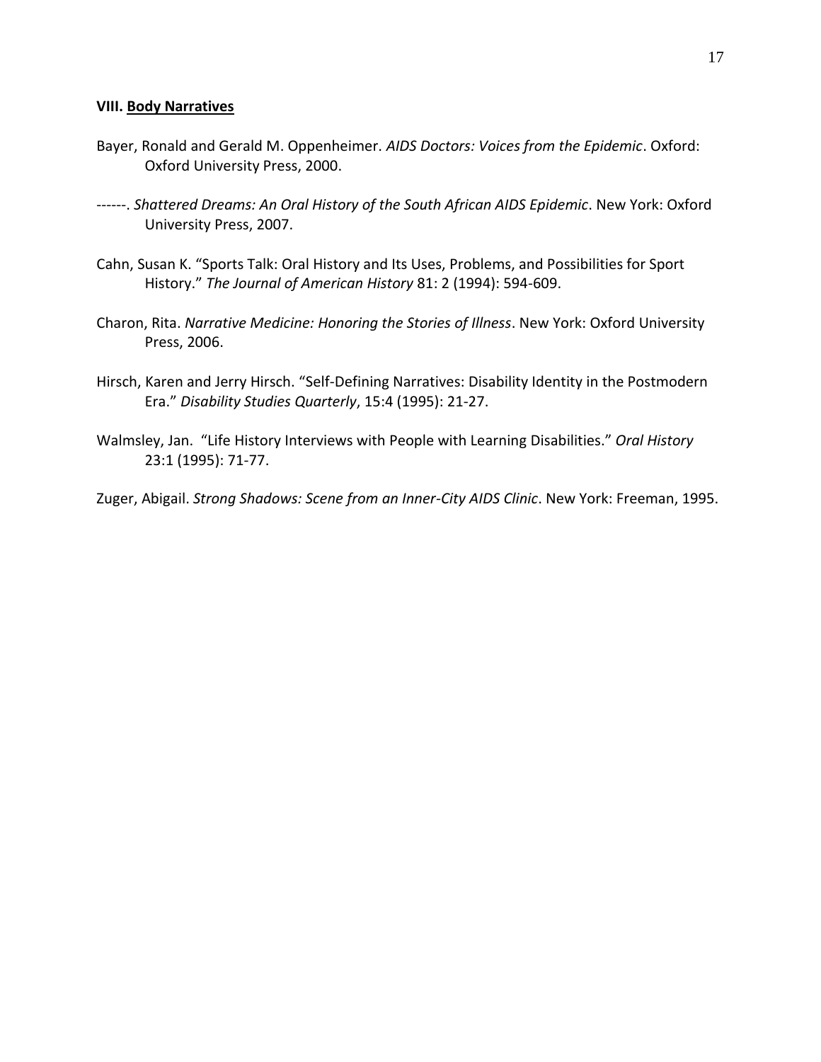### VIII. **Body Narratives**

Bayer, Ronald and Gerald M. Oppenheimer. *AIDS Doctors: Voices from the Epidemic*. Oxford: Oxford University Press, 2000.

------. *Shattered Dreams: An Oral History of the South African AIDS Epidemic*. New York: Oxford University Press, 2007.

Cahn, Susan K. "Sports Talk: Oral History and Its Uses, Problems, and Possibilities for Sport History." *The Journal of American History* 81: 2 (1994): 594-609.

Charon, Rita. *Narrative Medicine: Honoring the Stories of Illness*. New York: Oxford University Press, 2006.

Hirsch, Karen and Jerry Hirsch. "Self-Defining Narratives: Disability Identity in the Postmodern Era." *Disability Studies Quarterly*, 15:4 (1995): 21-27.

Walmsley, Jan. "Life History Interviews with People with Learning Disabilities." *Oral History* 23:1 (1995): 71-77.

Zuger, Abigail. *Strong Shadows: Scene from an Inner-City AIDS Clinic*. New York: Freeman, 1995.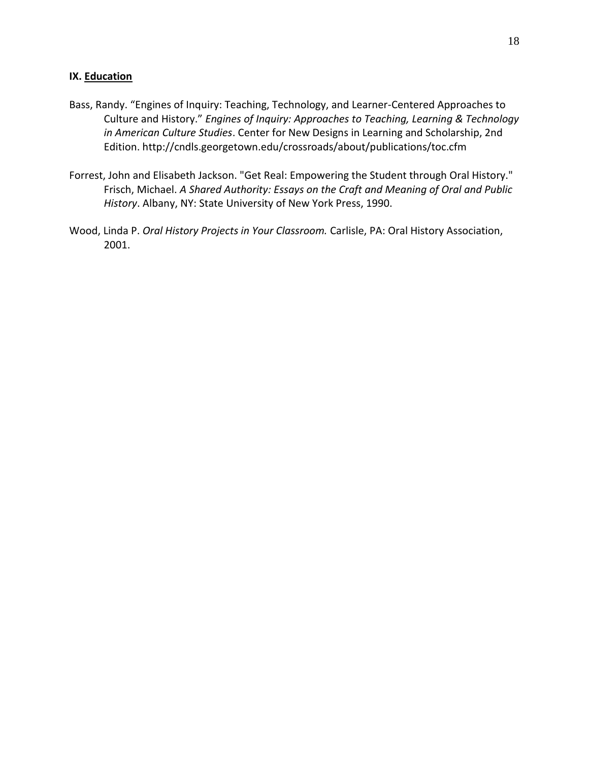### IX. <u>Education</u>

Bass, Randy. "Engines of Inquiry: Teaching, Technology, and Learner-Centered Approaches to Culture and History." *Engines of Inquiry: Approaches to Teaching, Learning & Technology in American Culture Studies*. Center for New Designs in Learning and Scholarship, 2nd Edition. http://cndls.georgetown.edu/crossroads/about/publications/toc.cfm

Forrest, John and Elisabeth Jackson. "Get Real: Empowering the Student through Oral History." Frisch, Michael. *A Shared Authority: Essays on the Craft and Meaning of Oral and Public History*. Albany, NY: State University of New York Press, 1990.

Wood, Linda P. *Oral History Projects in Your Classroom.* Carlisle, PA: Oral History Association, 2001.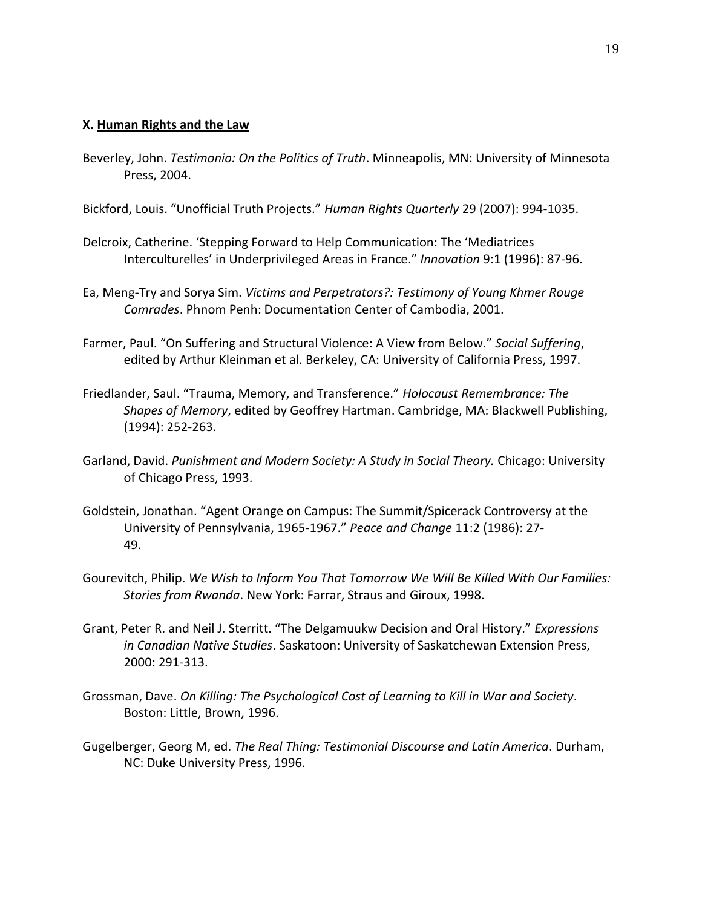### X. <u>Human Rights and the Law</u>

Beverley, John. *Testimonio: On the Politics of Truth*. Minneapolis, MN: University of Minnesota Press, 2004.

Bickford, Louis. “Unofficial Truth Projects.” *Human Rights Quarterly* 29 (2007): 994-1035.

Delcroix, Catherine. ‘Stepping Forward to Help Communication: The ‘Mediatrices Interculturelles’ in Underprivileged Areas in France.” *Innovation* 9:1 (1996): 87-96.

Ea, Meng-Try and Sorya Sim. *Victims and Perpetrators?: Testimony of Young Khmer Rouge Comrades*. Phnom Penh: Documentation Center of Cambodia, 2001.

Farmer, Paul. “On Suffering and Structural Violence: A View from Below.” *Social Suffering*, edited by Arthur Kleinman et al. Berkeley, CA: University of California Press, 1997.

Friedlander, Saul. “Trauma, Memory, and Transference.” *Holocaust Remembrance: The Shapes of Memory*, edited by Geoffrey Hartman. Cambridge, MA: Blackwell Publishing, (1994): 252-263.

Garland, David. *Punishment and Modern Society: A Study in Social Theory.* Chicago: University of Chicago Press, 1993.

Goldstein, Jonathan. “Agent Orange on Campus: The Summit/Spicerack Controversy at the University of Pennsylvania, 1965-1967.” *Peace and Change* 11:2 (1986): 27-49.

Gourevitch, Philip. *We Wish to Inform You That Tomorrow We Will Be Killed With Our Families: Stories from Rwanda*. New York: Farrar, Straus and Giroux, 1998.

Grant, Peter R. and Neil J. Sterritt. “The Delgamuukw Decision and Oral History.” *Expressions in Canadian Native Studies*. Saskatoon: University of Saskatchewan Extension Press, 2000: 291-313.

Grossman, Dave. *On Killing: The Psychological Cost of Learning to Kill in War and Society*. Boston: Little, Brown, 1996.

Gugelberger, Georg M, ed. *The Real Thing: Testimonial Discourse and Latin America*. Durham, NC: Duke University Press, 1996.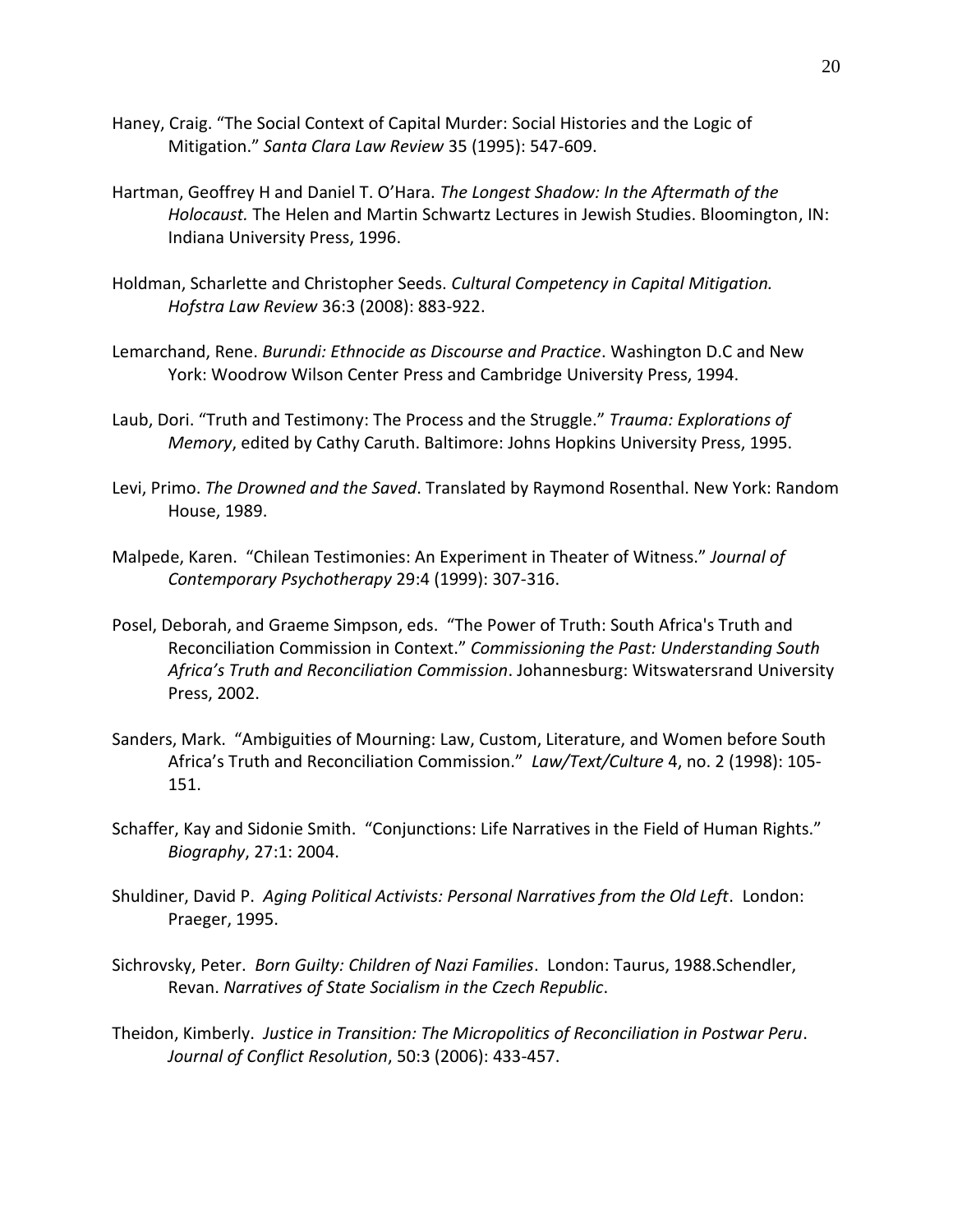Haney, Craig. "The Social Context of Capital Murder: Social Histories and the Logic of Mitigation." *Santa Clara Law Review* 35 (1995): 547-609.

Hartman, Geoffrey H and Daniel T. O'Hara. *The Longest Shadow: In the Aftermath of the Holocaust.* The Helen and Martin Schwartz Lectures in Jewish Studies. Bloomington, IN: Indiana University Press, 1996.

Holdman, Scharlette and Christopher Seeds. *Cultural Competency in Capital Mitigation. Hofstra Law Review* 36:3 (2008): 883-922.

Lemarchand, Rene. *Burundi: Ethnocide as Discourse and Practice*. Washington D.C and New York: Woodrow Wilson Center Press and Cambridge University Press, 1994.

Laub, Dori. "Truth and Testimony: The Process and the Struggle." *Trauma: Explorations of Memory*, edited by Cathy Caruth. Baltimore: Johns Hopkins University Press, 1995.

Levi, Primo. *The Drowned and the Saved*. Translated by Raymond Rosenthal. New York: Random House, 1989.

Malpede, Karen. "Chilean Testimonies: An Experiment in Theater of Witness." *Journal of Contemporary Psychotherapy* 29:4 (1999): 307-316.

Posel, Deborah, and Graeme Simpson, eds. "The Power of Truth: South Africa's Truth and Reconciliation Commission in Context." *Commissioning the Past: Understanding South Africa's Truth and Reconciliation Commission*. Johannesburg: Witswatersrand University Press, 2002.

Sanders, Mark. "Ambiguities of Mourning: Law, Custom, Literature, and Women before South Africa's Truth and Reconciliation Commission." *Law/Text/Culture* 4, no. 2 (1998): 105-151.

Schaffer, Kay and Sidonie Smith. "Conjunctions: Life Narratives in the Field of Human Rights." *Biography*, 27:1: 2004.

Shuldiner, David P. *Aging Political Activists: Personal Narratives from the Old Left*. London: Praeger, 1995.

Sichrovsky, Peter. *Born Guilty: Children of Nazi Families*. London: Taurus, 1988.Schendler, Revan. *Narratives of State Socialism in the Czech Republic*.

Theidon, Kimberly. *Justice in Transition: The Micropolitics of Reconciliation in Postwar Peru*. *Journal of Conflict Resolution*, 50:3 (2006): 433-457.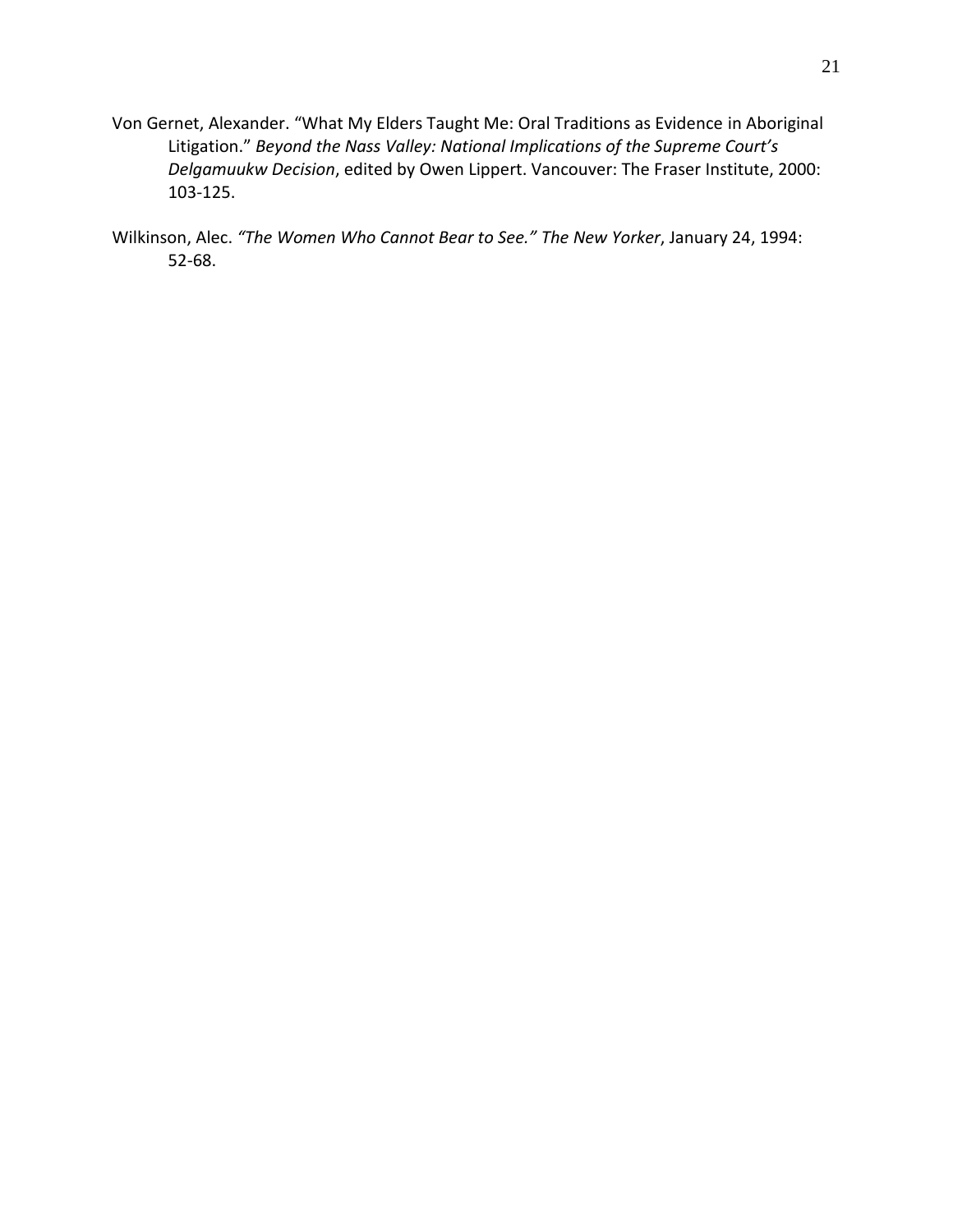Von Gernet, Alexander. "What My Elders Taught Me: Oral Traditions as Evidence in Aboriginal Litigation." *Beyond the Nass Valley: National Implications of the Supreme Court's Delgamuukw Decision*, edited by Owen Lippert. Vancouver: The Fraser Institute, 2000: 103-125.

Wilkinson, Alec. *"The Women Who Cannot Bear to See." The New Yorker*, January 24, 1994: 52-68.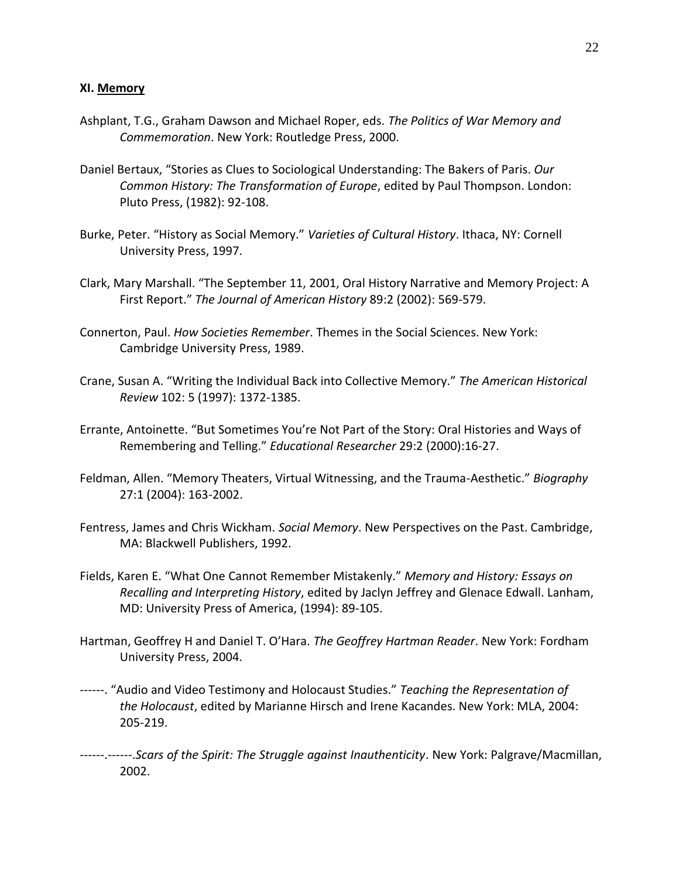### XI. Memory

Ashplant, T.G., Graham Dawson and Michael Roper, eds. *The Politics of War Memory and Commemoration*. New York: Routledge Press, 2000.

Daniel Bertaux, "Stories as Clues to Sociological Understanding: The Bakers of Paris. *Our Common History: The Transformation of Europe*, edited by Paul Thompson. London: Pluto Press, (1982): 92-108.

Burke, Peter. "History as Social Memory." *Varieties of Cultural History*. Ithaca, NY: Cornell University Press, 1997.

Clark, Mary Marshall. "The September 11, 2001, Oral History Narrative and Memory Project: A First Report." *The Journal of American History* 89:2 (2002): 569-579.

Connerton, Paul. *How Societies Remember*. Themes in the Social Sciences. New York: Cambridge University Press, 1989.

Crane, Susan A. "Writing the Individual Back into Collective Memory." *The American Historical Review* 102: 5 (1997): 1372-1385.

Errante, Antoinette. "But Sometimes You're Not Part of the Story: Oral Histories and Ways of Remembering and Telling." *Educational Researcher* 29:2 (2000):16-27.

Feldman, Allen. "Memory Theaters, Virtual Witnessing, and the Trauma-Aesthetic." *Biography* 27:1 (2004): 163-2002.

Fentress, James and Chris Wickham. *Social Memory*. New Perspectives on the Past. Cambridge, MA: Blackwell Publishers, 1992.

Fields, Karen E. "What One Cannot Remember Mistakenly." *Memory and History: Essays on Recalling and Interpreting History*, edited by Jaclyn Jeffrey and Glenace Edwall. Lanham, MD: University Press of America, (1994): 89-105.

Hartman, Geoffrey H and Daniel T. O'Hara. *The Geoffrey Hartman Reader*. New York: Fordham University Press, 2004.

------. "Audio and Video Testimony and Holocaust Studies." *Teaching the Representation of the Holocaust*, edited by Marianne Hirsch and Irene Kacandes. New York: MLA, 2004: 205-219.

------.------.*Scars of the Spirit: The Struggle against Inauthenticity*. New York: Palgrave/Macmillan, 2002.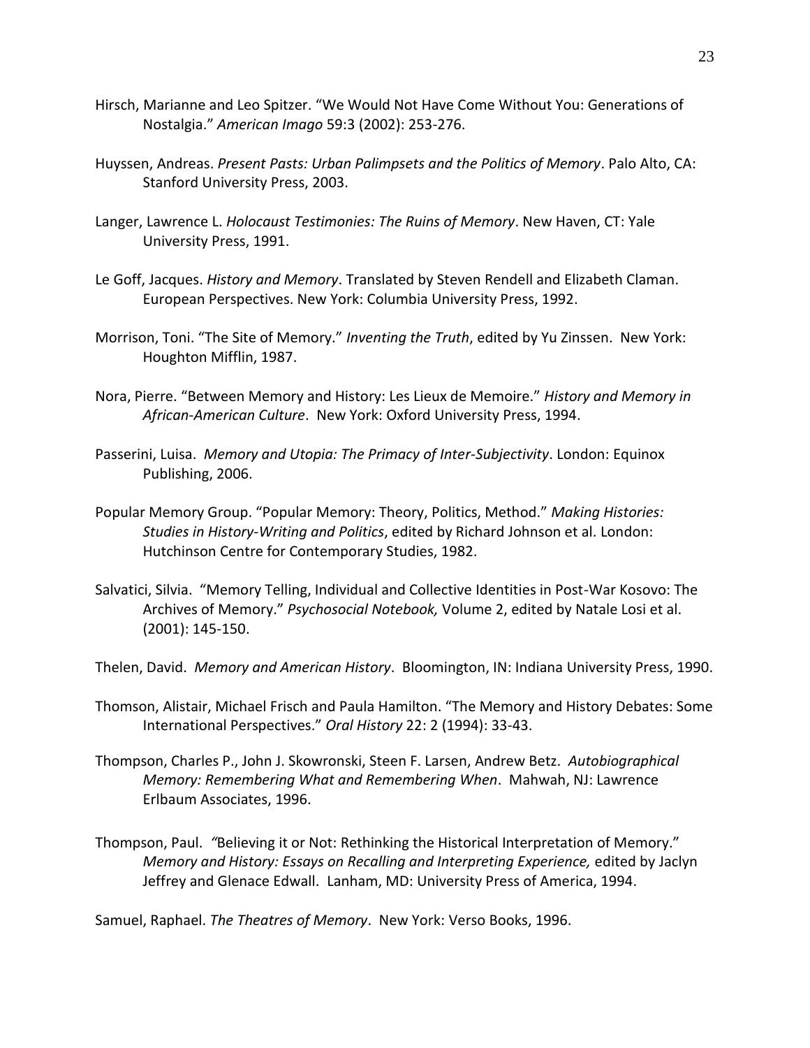Hirsch, Marianne and Leo Spitzer. “We Would Not Have Come Without You: Generations of Nostalgia.” *American Imago* 59:3 (2002): 253-276.

Huyssen, Andreas. *Present Pasts: Urban Palimpsets and the Politics of Memory*. Palo Alto, CA: Stanford University Press, 2003.

Langer, Lawrence L. *Holocaust Testimonies: The Ruins of Memory*. New Haven, CT: Yale University Press, 1991.

Le Goff, Jacques. *History and Memory*. Translated by Steven Rendell and Elizabeth Claman. European Perspectives. New York: Columbia University Press, 1992.

Morrison, Toni. “The Site of Memory.” *Inventing the Truth*, edited by Yu Zinssen. New York: Houghton Mifflin, 1987.

Nora, Pierre. “Between Memory and History: Les Lieux de Memoire.” *History and Memory in African-American Culture*. New York: Oxford University Press, 1994.

Passerini, Luisa. *Memory and Utopia: The Primacy of Inter-Subjectivity*. London: Equinox Publishing, 2006.

Popular Memory Group. “Popular Memory: Theory, Politics, Method.” *Making Histories: Studies in History-Writing and Politics*, edited by Richard Johnson et al. London: Hutchinson Centre for Contemporary Studies, 1982.

Salvatici, Silvia. “Memory Telling, Individual and Collective Identities in Post-War Kosovo: The Archives of Memory.” *Psychosocial Notebook,* Volume 2, edited by Natale Losi et al. (2001): 145-150.

Thelen, David. *Memory and American History*. Bloomington, IN: Indiana University Press, 1990.

Thomson, Alistair, Michael Frisch and Paula Hamilton. “The Memory and History Debates: Some International Perspectives.” *Oral History* 22: 2 (1994): 33-43.

Thompson, Charles P., John J. Skowronski, Steen F. Larsen, Andrew Betz. *Autobiographical Memory: Remembering What and Remembering When*. Mahwah, NJ: Lawrence Erlbaum Associates, 1996.

Thompson, Paul. “Believing it or Not: Rethinking the Historical Interpretation of Memory.” *Memory and History: Essays on Recalling and Interpreting Experience,* edited by Jaclyn Jeffrey and Glenace Edwall. Lanham, MD: University Press of America, 1994.

Samuel, Raphael. *The Theatres of Memory*. New York: Verso Books, 1996.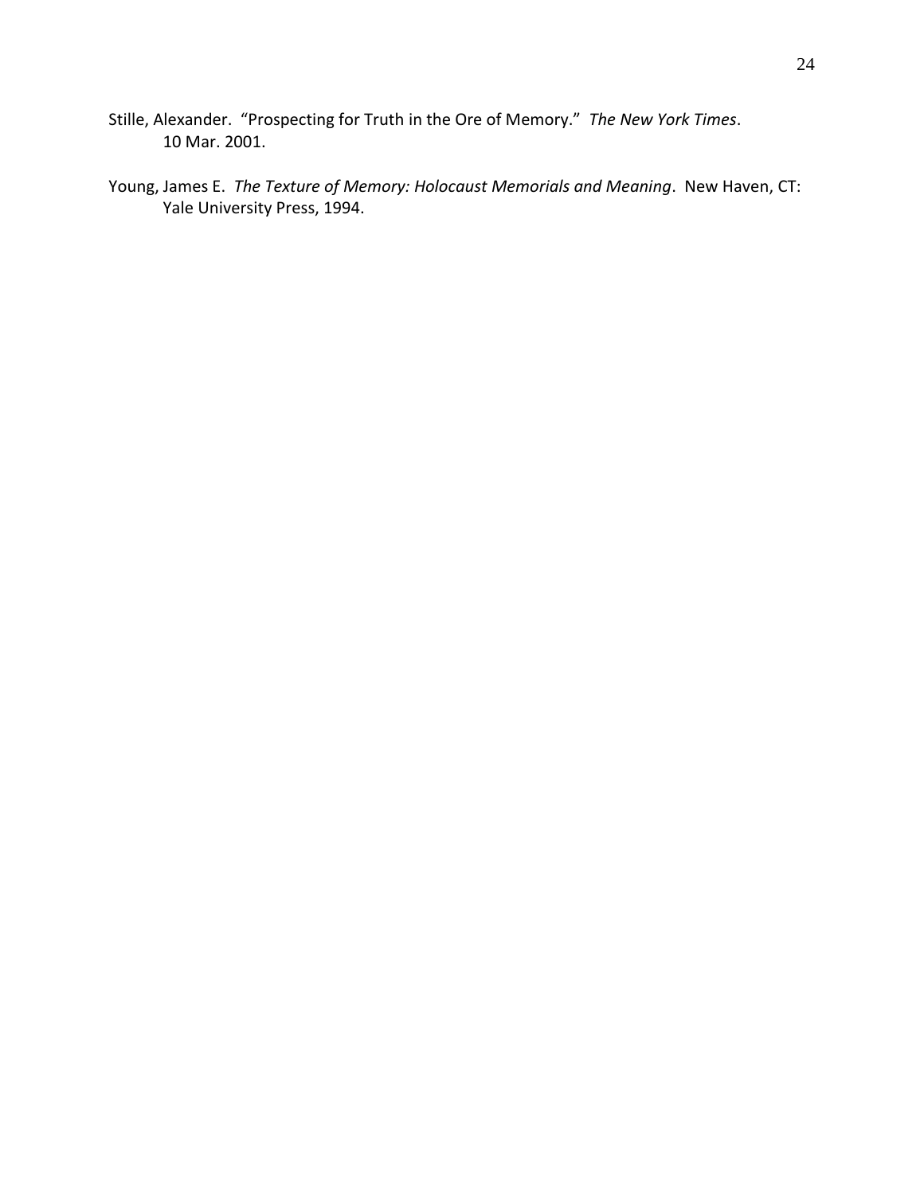Stille, Alexander. "Prospecting for Truth in the Ore of Memory." *The New York Times*. 10 Mar. 2001.

Young, James E. *The Texture of Memory: Holocaust Memorials and Meaning*. New Haven, CT: Yale University Press, 1994.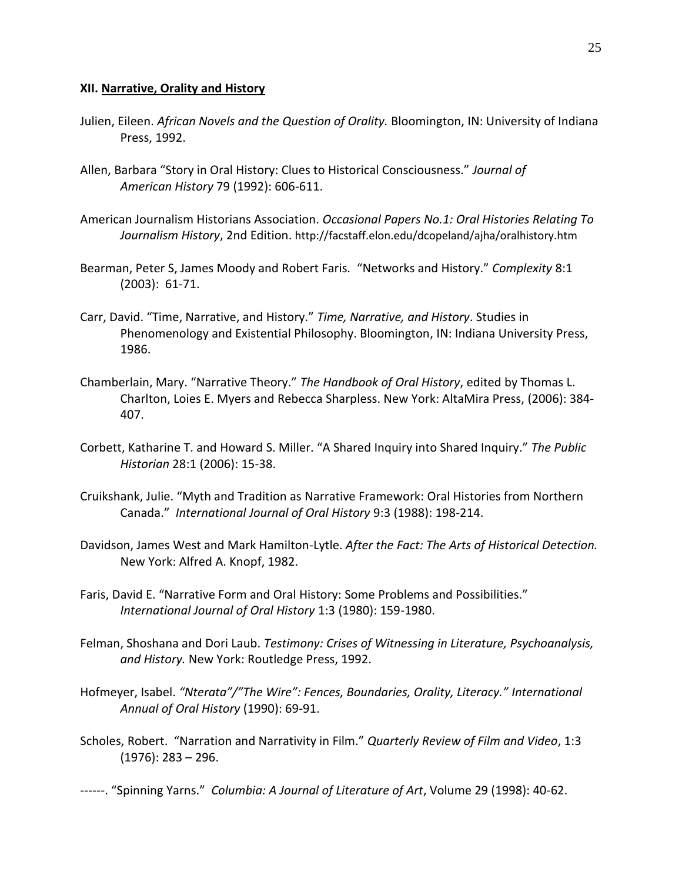### XII. Narrative, Orality and History

Julien, Eileen. *African Novels and the Question of Orality.* Bloomington, IN: University of Indiana Press, 1992.

Allen, Barbara "Story in Oral History: Clues to Historical Consciousness." *Journal of American History* 79 (1992): 606-611.

American Journalism Historians Association. *Occasional Papers No.1: Oral Histories Relating To Journalism History*, 2nd Edition. http://facstaff.elon.edu/dcopeland/ajha/oralhistory.htm

Bearman, Peter S, James Moody and Robert Faris. "Networks and History." *Complexity* 8:1 (2003): 61-71.

Carr, David. "Time, Narrative, and History." *Time, Narrative, and History*. Studies in Phenomenology and Existential Philosophy. Bloomington, IN: Indiana University Press, 1986.

Chamberlain, Mary. "Narrative Theory." *The Handbook of Oral History*, edited by Thomas L. Charlton, Loies E. Myers and Rebecca Sharpless. New York: AltaMira Press, (2006): 384-407.

Corbett, Katharine T. and Howard S. Miller. "A Shared Inquiry into Shared Inquiry." *The Public Historian* 28:1 (2006): 15-38.

Cruikshank, Julie. "Myth and Tradition as Narrative Framework: Oral Histories from Northern Canada." *International Journal of Oral History* 9:3 (1988): 198-214.

Davidson, James West and Mark Hamilton-Lytle. *After the Fact: The Arts of Historical Detection.* New York: Alfred A. Knopf, 1982.

Faris, David E. "Narrative Form and Oral History: Some Problems and Possibilities." *International Journal of Oral History* 1:3 (1980): 159-1980.

Felman, Shoshana and Dori Laub. *Testimony: Crises of Witnessing in Literature, Psychoanalysis, and History.* New York: Routledge Press, 1992.

Hofmeyer, Isabel. *"Nterata"/"The Wire": Fences, Boundaries, Orality, Literacy." International Annual of Oral History* (1990): 69-91.

Scholes, Robert. "Narration and Narrativity in Film." *Quarterly Review of Film and Video*, 1:3 (1976): 283 – 296.

------. "Spinning Yarns." *Columbia: A Journal of Literature of Art*, Volume 29 (1998): 40-62.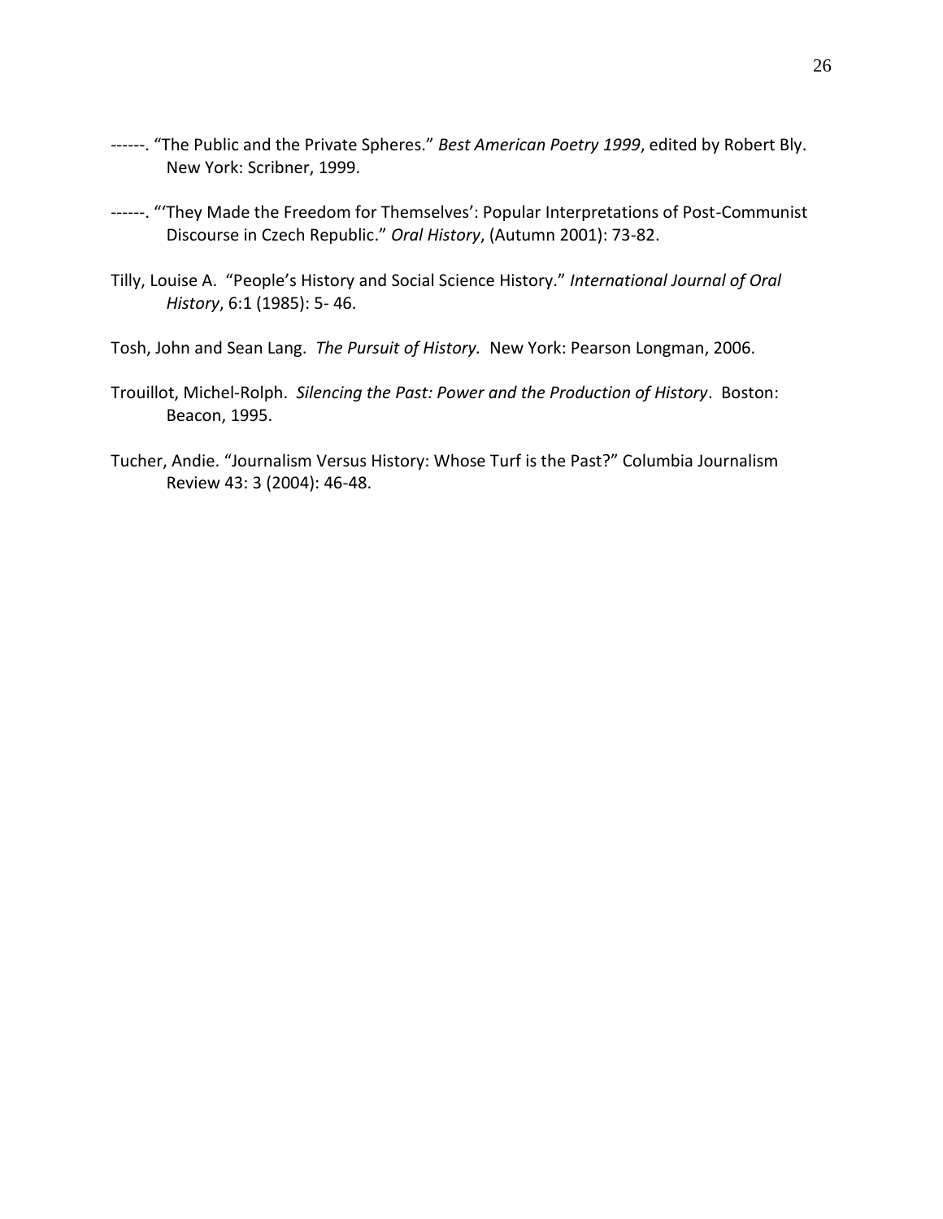------. "The Public and the Private Spheres." *Best American Poetry 1999*, edited by Robert Bly. New York: Scribner, 1999.

------. "'They Made the Freedom for Themselves': Popular Interpretations of Post-Communist Discourse in Czech Republic." *Oral History*, (Autumn 2001): 73-82.

Tilly, Louise A. "People's History and Social Science History." *International Journal of Oral History*, 6:1 (1985): 5- 46.

Tosh, John and Sean Lang. *The Pursuit of History.* New York: Pearson Longman, 2006.

Trouillot, Michel-Rolph. *Silencing the Past: Power and the Production of History*. Boston: Beacon, 1995.

Tucher, Andie. "Journalism Versus History: Whose Turf is the Past?" Columbia Journalism Review 43: 3 (2004): 46-48.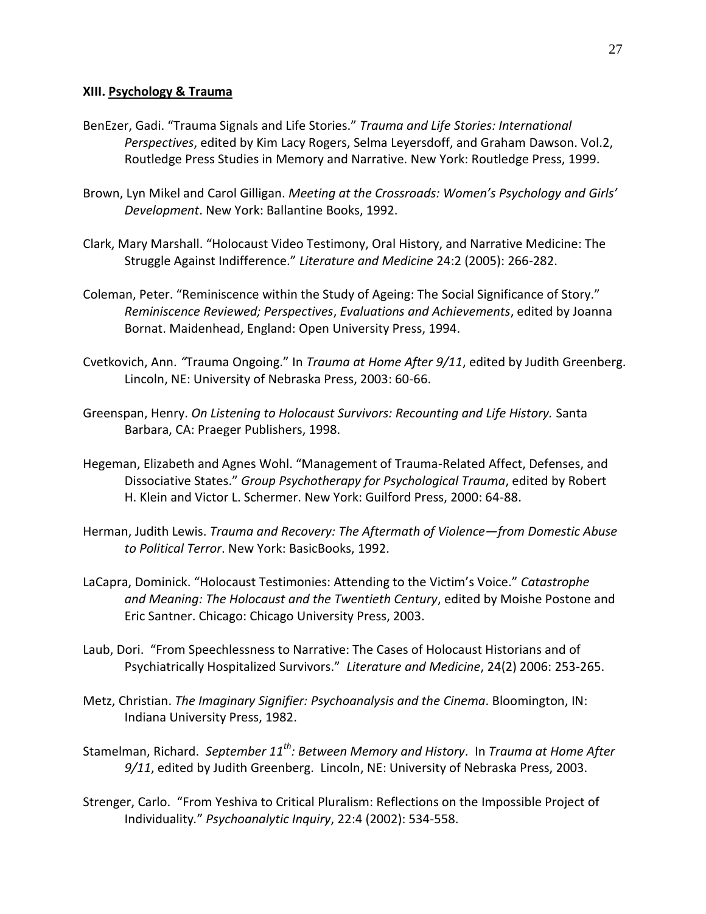### XIII. <u>Psychology & Trauma</u>

BenEzer, Gadi. "Trauma Signals and Life Stories." *Trauma and Life Stories: International Perspectives*, edited by Kim Lacy Rogers, Selma Leyersdoff, and Graham Dawson. Vol.2, Routledge Press Studies in Memory and Narrative. New York: Routledge Press, 1999.

Brown, Lyn Mikel and Carol Gilligan. *Meeting at the Crossroads: Women's Psychology and Girls' Development*. New York: Ballantine Books, 1992.

Clark, Mary Marshall. "Holocaust Video Testimony, Oral History, and Narrative Medicine: The Struggle Against Indifference." *Literature and Medicine* 24:2 (2005): 266-282.

Coleman, Peter. "Reminiscence within the Study of Ageing: The Social Significance of Story." *Reminiscence Reviewed; Perspectives*, *Evaluations and Achievements*, edited by Joanna Bornat. Maidenhead, England: Open University Press, 1994.

Cvetkovich, Ann. "Trauma Ongoing." In *Trauma at Home After 9/11*, edited by Judith Greenberg. Lincoln, NE: University of Nebraska Press, 2003: 60-66.

Greenspan, Henry. *On Listening to Holocaust Survivors: Recounting and Life History.* Santa Barbara, CA: Praeger Publishers, 1998.

Hegeman, Elizabeth and Agnes Wohl. "Management of Trauma-Related Affect, Defenses, and Dissociative States." *Group Psychotherapy for Psychological Trauma*, edited by Robert H. Klein and Victor L. Schermer. New York: Guilford Press, 2000: 64-88.

Herman, Judith Lewis. *Trauma and Recovery: The Aftermath of Violence—from Domestic Abuse to Political Terror*. New York: BasicBooks, 1992.

LaCapra, Dominick. "Holocaust Testimonies: Attending to the Victim's Voice." *Catastrophe and Meaning: The Holocaust and the Twentieth Century*, edited by Moishe Postone and Eric Santner. Chicago: Chicago University Press, 2003.

Laub, Dori. "From Speechlessness to Narrative: The Cases of Holocaust Historians and of Psychiatrically Hospitalized Survivors." *Literature and Medicine*, 24(2) 2006: 253-265.

Metz, Christian. *The Imaginary Signifier: Psychoanalysis and the Cinema*. Bloomington, IN: Indiana University Press, 1982.

Stamelman, Richard. *September 11th: Between Memory and History*. In *Trauma at Home After 9/11*, edited by Judith Greenberg. Lincoln, NE: University of Nebraska Press, 2003.

Strenger, Carlo. "From Yeshiva to Critical Pluralism: Reflections on the Impossible Project of Individuality." *Psychoanalytic Inquiry*, 22:4 (2002): 534-558.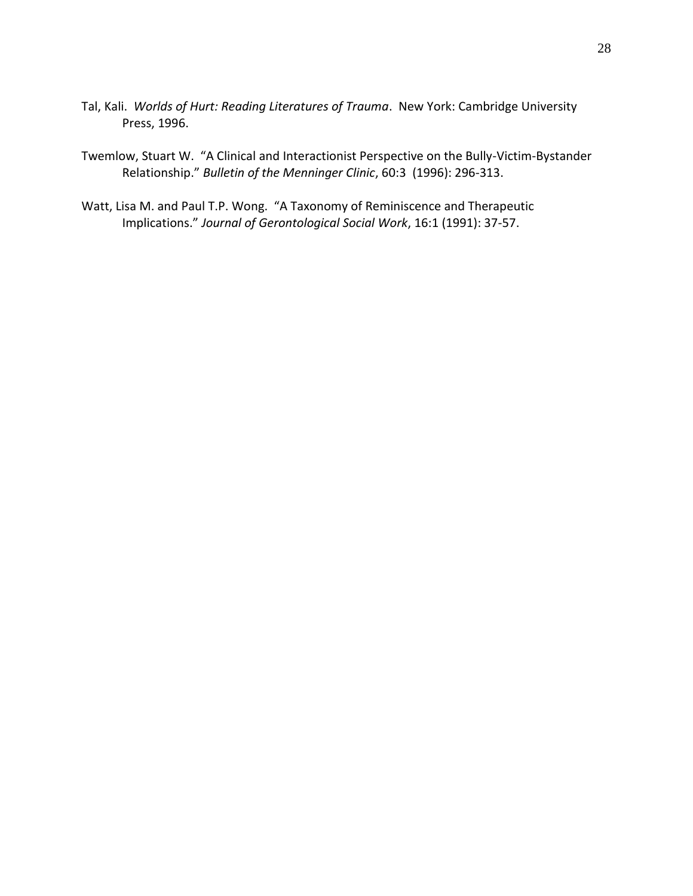Tal, Kali. *Worlds of Hurt: Reading Literatures of Trauma*. New York: Cambridge University Press, 1996.

Twemlow, Stuart W. "A Clinical and Interactionist Perspective on the Bully-Victim-Bystander Relationship." *Bulletin of the Menninger Clinic*, 60:3 (1996): 296-313.

Watt, Lisa M. and Paul T.P. Wong. "A Taxonomy of Reminiscence and Therapeutic Implications." *Journal of Gerontological Social Work*, 16:1 (1991): 37-57.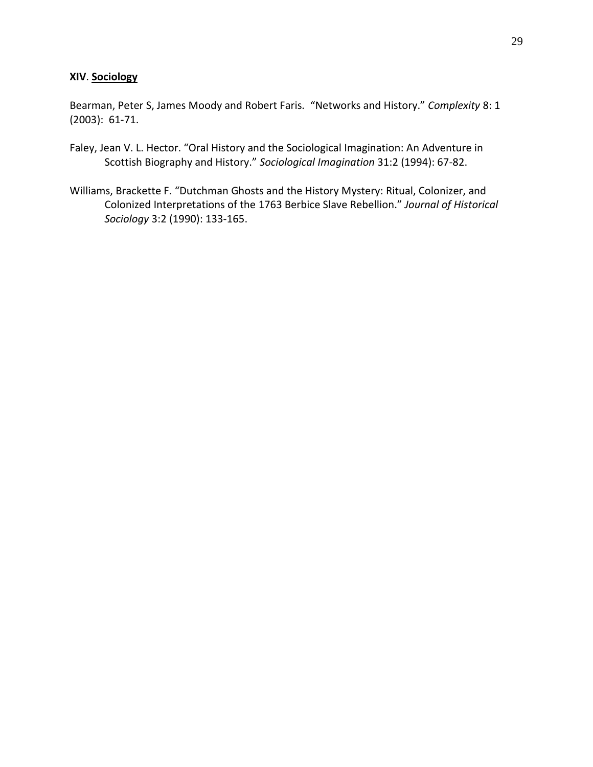## XIV. Sociology

Bearman, Peter S, James Moody and Robert Faris. "Networks and History." *Complexity* 8: 1 (2003): 61-71.

Faley, Jean V. L. Hector. "Oral History and the Sociological Imagination: An Adventure in Scottish Biography and History." *Sociological Imagination* 31:2 (1994): 67-82.

Williams, Brackette F. "Dutchman Ghosts and the History Mystery: Ritual, Colonizer, and Colonized Interpretations of the 1763 Berbice Slave Rebellion." *Journal of Historical Sociology* 3:2 (1990): 133-165.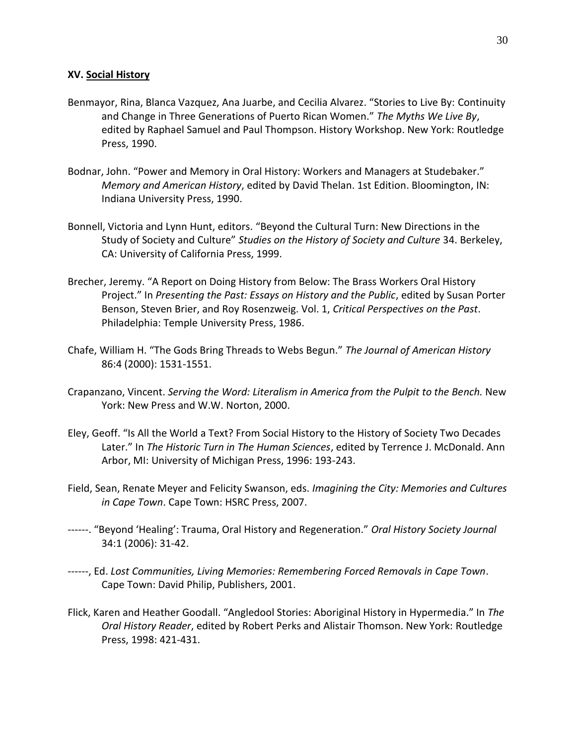### XV. Social History

Benmayor, Rina, Blanca Vazquez, Ana Juarbe, and Cecilia Alvarez. "Stories to Live By: Continuity and Change in Three Generations of Puerto Rican Women." *The Myths We Live By*, edited by Raphael Samuel and Paul Thompson. History Workshop. New York: Routledge Press, 1990.

Bodnar, John. "Power and Memory in Oral History: Workers and Managers at Studebaker." *Memory and American History*, edited by David Thelan. 1st Edition. Bloomington, IN: Indiana University Press, 1990.

Bonnell, Victoria and Lynn Hunt, editors. "Beyond the Cultural Turn: New Directions in the Study of Society and Culture" *Studies on the History of Society and Culture* 34. Berkeley, CA: University of California Press, 1999.

Brecher, Jeremy. "A Report on Doing History from Below: The Brass Workers Oral History Project." In *Presenting the Past: Essays on History and the Public*, edited by Susan Porter Benson, Steven Brier, and Roy Rosenzweig. Vol. 1, *Critical Perspectives on the Past*. Philadelphia: Temple University Press, 1986.

Chafe, William H. "The Gods Bring Threads to Webs Begun." *The Journal of American History* 86:4 (2000): 1531-1551.

Crapanzano, Vincent. *Serving the Word: Literalism in America from the Pulpit to the Bench.* New York: New Press and W.W. Norton, 2000.

Eley, Geoff. "Is All the World a Text? From Social History to the History of Society Two Decades Later." In *The Historic Turn in The Human Sciences*, edited by Terrence J. McDonald. Ann Arbor, MI: University of Michigan Press, 1996: 193-243.

Field, Sean, Renate Meyer and Felicity Swanson, eds. *Imagining the City: Memories and Cultures in Cape Town*. Cape Town: HSRC Press, 2007.

------. "Beyond 'Healing': Trauma, Oral History and Regeneration." *Oral History Society Journal* 34:1 (2006): 31-42.

------, Ed. *Lost Communities, Living Memories: Remembering Forced Removals in Cape Town*. Cape Town: David Philip, Publishers, 2001.

Flick, Karen and Heather Goodall. "Angledool Stories: Aboriginal History in Hypermedia." In *The Oral History Reader*, edited by Robert Perks and Alistair Thomson. New York: Routledge Press, 1998: 421-431.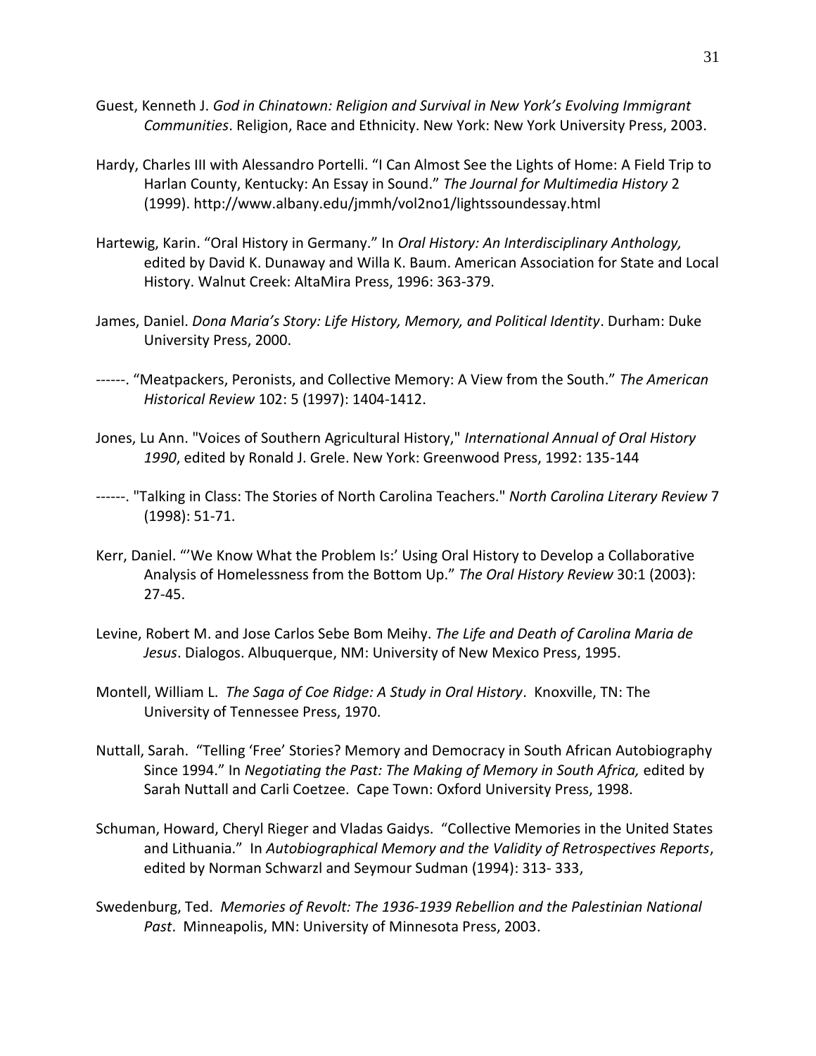Guest, Kenneth J. *God in Chinatown: Religion and Survival in New York's Evolving Immigrant Communities*. Religion, Race and Ethnicity. New York: New York University Press, 2003.

Hardy, Charles III with Alessandro Portelli. "I Can Almost See the Lights of Home: A Field Trip to Harlan County, Kentucky: An Essay in Sound." *The Journal for Multimedia History* 2 (1999). http://www.albany.edu/jmmh/vol2no1/lightssoundessay.html

Hartewig, Karin. "Oral History in Germany." In *Oral History: An Interdisciplinary Anthology,* edited by David K. Dunaway and Willa K. Baum. American Association for State and Local History. Walnut Creek: AltaMira Press, 1996: 363-379.

James, Daniel. *Dona Maria's Story: Life History, Memory, and Political Identity*. Durham: Duke University Press, 2000.

------. "Meatpackers, Peronists, and Collective Memory: A View from the South." *The American Historical Review* 102: 5 (1997): 1404-1412.

Jones, Lu Ann. "Voices of Southern Agricultural History," *International Annual of Oral History 1990*, edited by Ronald J. Grele. New York: Greenwood Press, 1992: 135-144

------. "Talking in Class: The Stories of North Carolina Teachers." *North Carolina Literary Review* 7 (1998): 51-71.

Kerr, Daniel. "'We Know What the Problem Is:' Using Oral History to Develop a Collaborative Analysis of Homelessness from the Bottom Up." *The Oral History Review* 30:1 (2003): 27-45.

Levine, Robert M. and Jose Carlos Sebe Bom Meihy. *The Life and Death of Carolina Maria de Jesus*. Dialogos. Albuquerque, NM: University of New Mexico Press, 1995.

Montell, William L. *The Saga of Coe Ridge: A Study in Oral History*. Knoxville, TN: The University of Tennessee Press, 1970.

Nuttall, Sarah. "Telling 'Free' Stories? Memory and Democracy in South African Autobiography Since 1994." In *Negotiating the Past: The Making of Memory in South Africa,* edited by Sarah Nuttall and Carli Coetzee. Cape Town: Oxford University Press, 1998.

Schuman, Howard, Cheryl Rieger and Vladas Gaidys. "Collective Memories in the United States and Lithuania." In *Autobiographical Memory and the Validity of Retrospectives Reports*, edited by Norman Schwarzl and Seymour Sudman (1994): 313- 333,

Swedenburg, Ted. *Memories of Revolt: The 1936-1939 Rebellion and the Palestinian National Past*. Minneapolis, MN: University of Minnesota Press, 2003.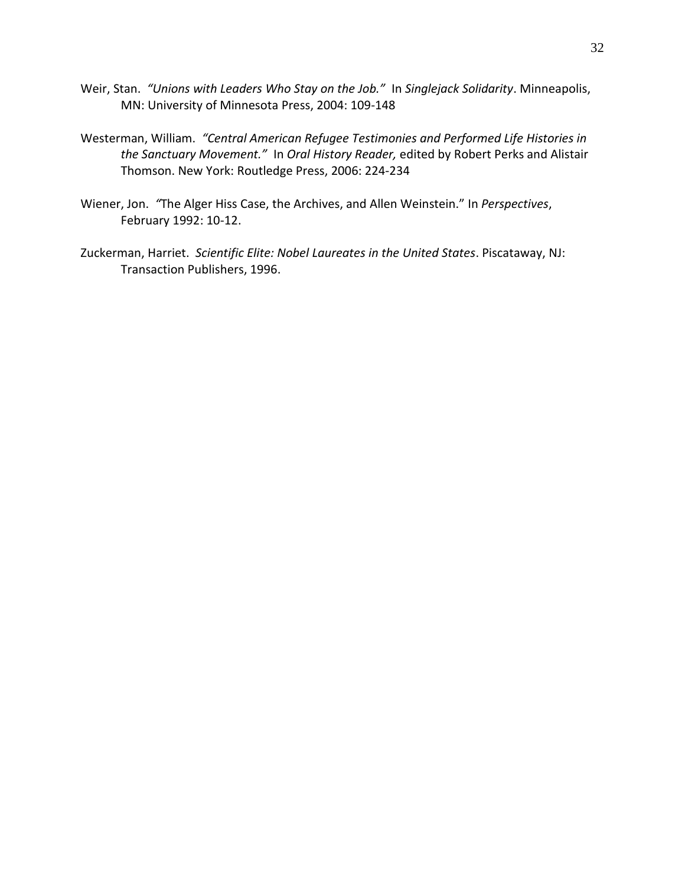Weir, Stan. *"Unions with Leaders Who Stay on the Job."* In *Singlejack Solidarity*. Minneapolis, MN: University of Minnesota Press, 2004: 109-148

Westerman, William. *"Central American Refugee Testimonies and Performed Life Histories in the Sanctuary Movement."* In *Oral History Reader,* edited by Robert Perks and Alistair Thomson. New York: Routledge Press, 2006: 224-234

Wiener, Jon. *"*The Alger Hiss Case, the Archives, and Allen Weinstein." In *Perspectives*, February 1992: 10-12.

Zuckerman, Harriet. *Scientific Elite: Nobel Laureates in the United States*. Piscataway, NJ: Transaction Publishers, 1996.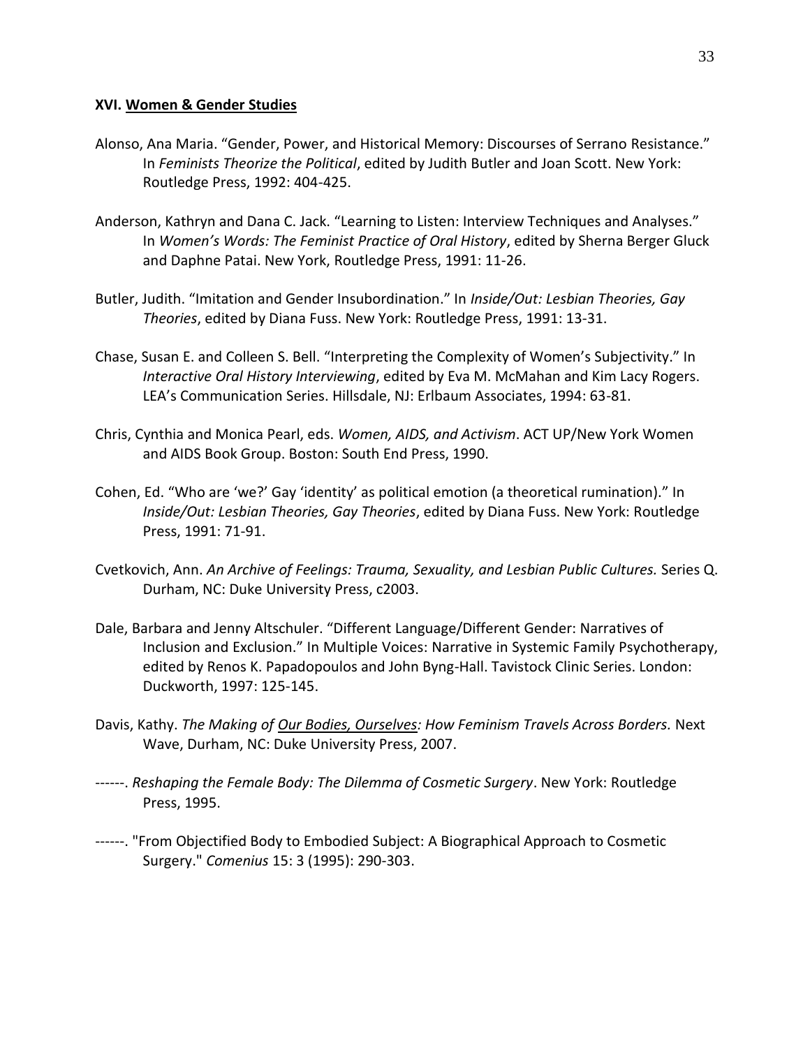## XVI. <u>Women & Gender Studies</u>

Alonso, Ana Maria. “Gender, Power, and Historical Memory: Discourses of Serrano Resistance.” In *Feminists Theorize the Political*, edited by Judith Butler and Joan Scott. New York: Routledge Press, 1992: 404-425.

Anderson, Kathryn and Dana C. Jack. “Learning to Listen: Interview Techniques and Analyses.” In *Women’s Words: The Feminist Practice of Oral History*, edited by Sherna Berger Gluck and Daphne Patai. New York, Routledge Press, 1991: 11-26.

Butler, Judith. “Imitation and Gender Insubordination.” In *Inside/Out: Lesbian Theories, Gay Theories*, edited by Diana Fuss. New York: Routledge Press, 1991: 13-31.

Chase, Susan E. and Colleen S. Bell. “Interpreting the Complexity of Women’s Subjectivity.” In *Interactive Oral History Interviewing*, edited by Eva M. McMahan and Kim Lacy Rogers. LEA’s Communication Series. Hillsdale, NJ: Erlbaum Associates, 1994: 63-81.

Chris, Cynthia and Monica Pearl, eds. *Women, AIDS, and Activism*. ACT UP/New York Women and AIDS Book Group. Boston: South End Press, 1990.

Cohen, Ed. “Who are ‘we?’ Gay ‘identity’ as political emotion (a theoretical rumination).” In *Inside/Out: Lesbian Theories, Gay Theories*, edited by Diana Fuss. New York: Routledge Press, 1991: 71-91.

Cvetkovich, Ann. *An Archive of Feelings: Trauma, Sexuality, and Lesbian Public Cultures.* Series Q. Durham, NC: Duke University Press, c2003.

Dale, Barbara and Jenny Altschuler. “Different Language/Different Gender: Narratives of Inclusion and Exclusion.” In Multiple Voices: Narrative in Systemic Family Psychotherapy, edited by Renos K. Papadopoulos and John Byng-Hall. Tavistock Clinic Series. London: Duckworth, 1997: 125-145.

Davis, Kathy. *The Making of <u>Our Bodies, Ourselves</u>: How Feminism Travels Across Borders.* Next Wave, Durham, NC: Duke University Press, 2007.

------. *Reshaping the Female Body: The Dilemma of Cosmetic Surgery*. New York: Routledge Press, 1995.

------. "From Objectified Body to Embodied Subject: A Biographical Approach to Cosmetic Surgery." *Comenius* 15: 3 (1995): 290-303.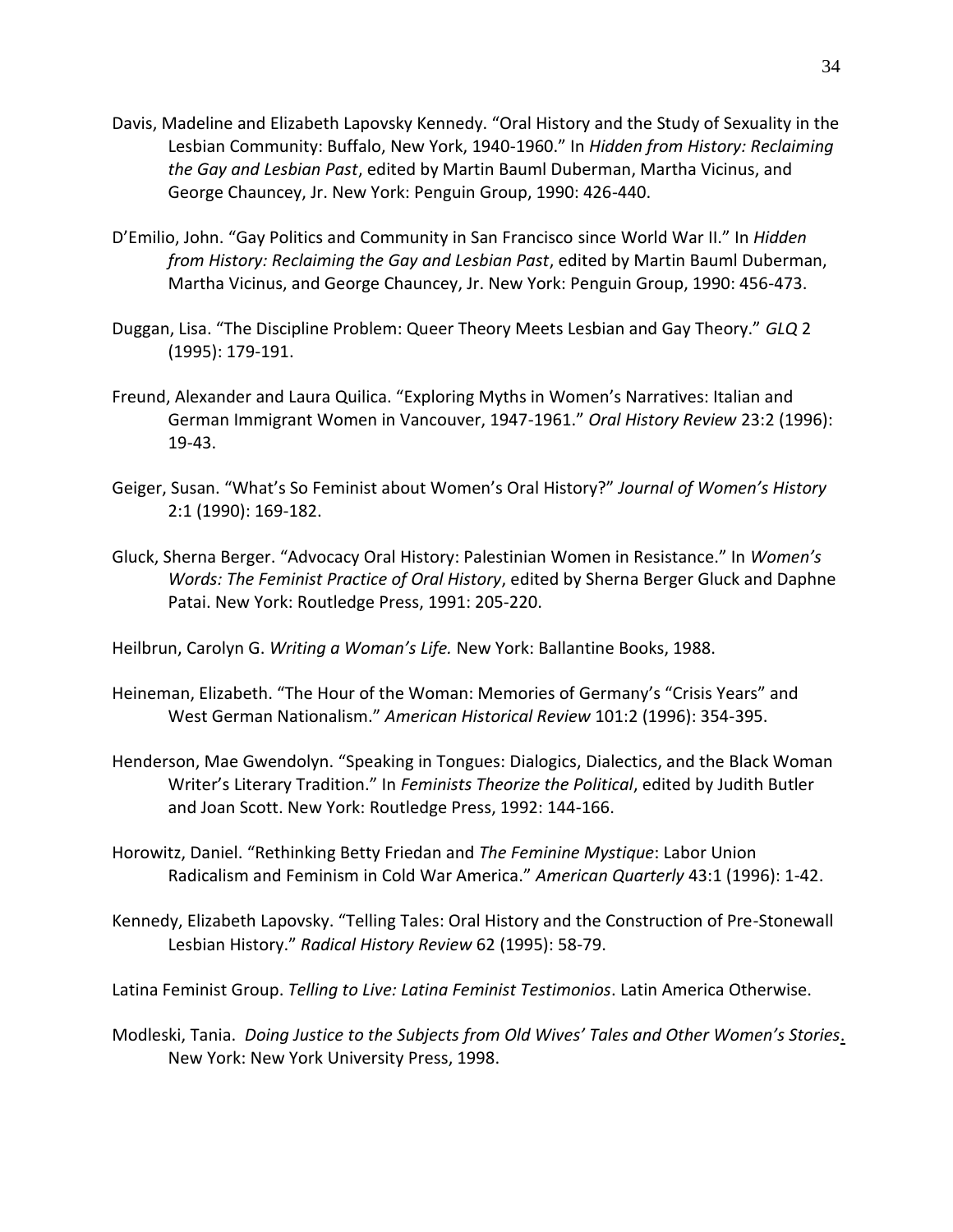Davis, Madeline and Elizabeth Lapovsky Kennedy. "Oral History and the Study of Sexuality in the Lesbian Community: Buffalo, New York, 1940-1960." In *Hidden from History: Reclaiming the Gay and Lesbian Past*, edited by Martin Bauml Duberman, Martha Vicinus, and George Chauncey, Jr. New York: Penguin Group, 1990: 426-440.

D'Emilio, John. "Gay Politics and Community in San Francisco since World War II." In *Hidden from History: Reclaiming the Gay and Lesbian Past*, edited by Martin Bauml Duberman, Martha Vicinus, and George Chauncey, Jr. New York: Penguin Group, 1990: 456-473.

Duggan, Lisa. "The Discipline Problem: Queer Theory Meets Lesbian and Gay Theory." *GLQ* 2 (1995): 179-191.

Freund, Alexander and Laura Quilica. "Exploring Myths in Women's Narratives: Italian and German Immigrant Women in Vancouver, 1947-1961." *Oral History Review* 23:2 (1996): 19-43.

Geiger, Susan. "What's So Feminist about Women's Oral History?" *Journal of Women's History* 2:1 (1990): 169-182.

Gluck, Sherna Berger. "Advocacy Oral History: Palestinian Women in Resistance." In *Women's Words: The Feminist Practice of Oral History*, edited by Sherna Berger Gluck and Daphne Patai. New York: Routledge Press, 1991: 205-220.

Heilbrun, Carolyn G. *Writing a Woman's Life.* New York: Ballantine Books, 1988.

Heineman, Elizabeth. "The Hour of the Woman: Memories of Germany's "Crisis Years" and West German Nationalism." *American Historical Review* 101:2 (1996): 354-395.

Henderson, Mae Gwendolyn. "Speaking in Tongues: Dialogics, Dialectics, and the Black Woman Writer's Literary Tradition." In *Feminists Theorize the Political*, edited by Judith Butler and Joan Scott. New York: Routledge Press, 1992: 144-166.

Horowitz, Daniel. "Rethinking Betty Friedan and *The Feminine Mystique*: Labor Union Radicalism and Feminism in Cold War America." *American Quarterly* 43:1 (1996): 1-42.

Kennedy, Elizabeth Lapovsky. "Telling Tales: Oral History and the Construction of Pre-Stonewall Lesbian History." *Radical History Review* 62 (1995): 58-79.

Latina Feminist Group. *Telling to Live: Latina Feminist Testimonios*. Latin America Otherwise.

Modleski, Tania. *Doing Justice to the Subjects from Old Wives' Tales and Other Women's Stories*. New York: New York University Press, 1998.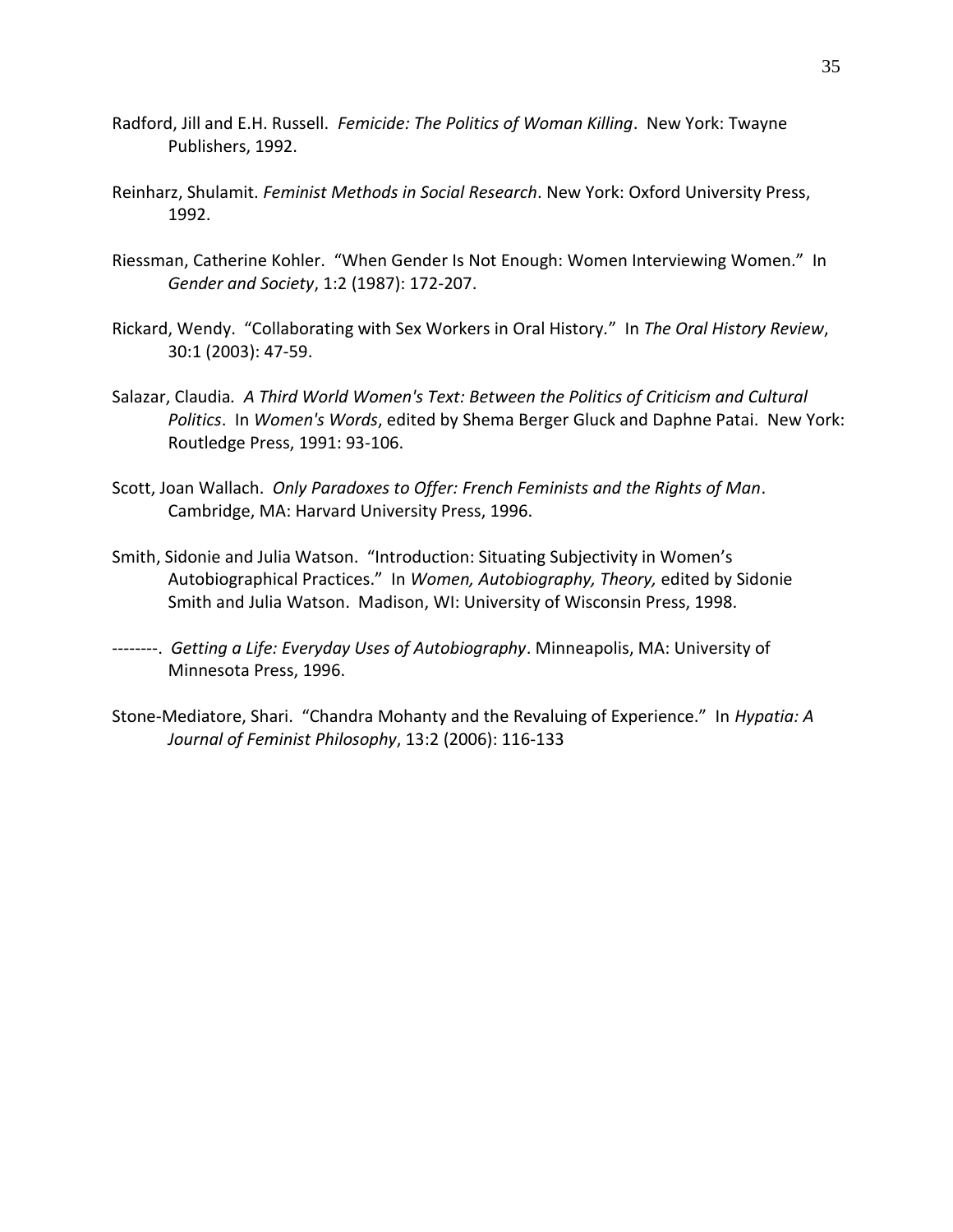Radford, Jill and E.H. Russell. *Femicide: The Politics of Woman Killing*. New York: Twayne Publishers, 1992.

Reinharz, Shulamit. *Feminist Methods in Social Research*. New York: Oxford University Press, 1992.

Riessman, Catherine Kohler. "When Gender Is Not Enough: Women Interviewing Women." In *Gender and Society*, 1:2 (1987): 172-207.

Rickard, Wendy. "Collaborating with Sex Workers in Oral History." In *The Oral History Review*, 30:1 (2003): 47-59.

Salazar, Claudia*. A Third World Women's Text: Between the Politics of Criticism and Cultural Politics*. In *Women's Words*, edited by Shema Berger Gluck and Daphne Patai. New York: Routledge Press, 1991: 93-106.

Scott, Joan Wallach. *Only Paradoxes to Offer: French Feminists and the Rights of Man*. Cambridge, MA: Harvard University Press, 1996.

Smith, Sidonie and Julia Watson. "Introduction: Situating Subjectivity in Women's Autobiographical Practices." In *Women, Autobiography, Theory,* edited by Sidonie Smith and Julia Watson. Madison, WI: University of Wisconsin Press, 1998.

--------. *Getting a Life: Everyday Uses of Autobiography*. Minneapolis, MA: University of Minnesota Press, 1996.

Stone-Mediatore, Shari. "Chandra Mohanty and the Revaluing of Experience." In *Hypatia: A Journal of Feminist Philosophy*, 13:2 (2006): 116-133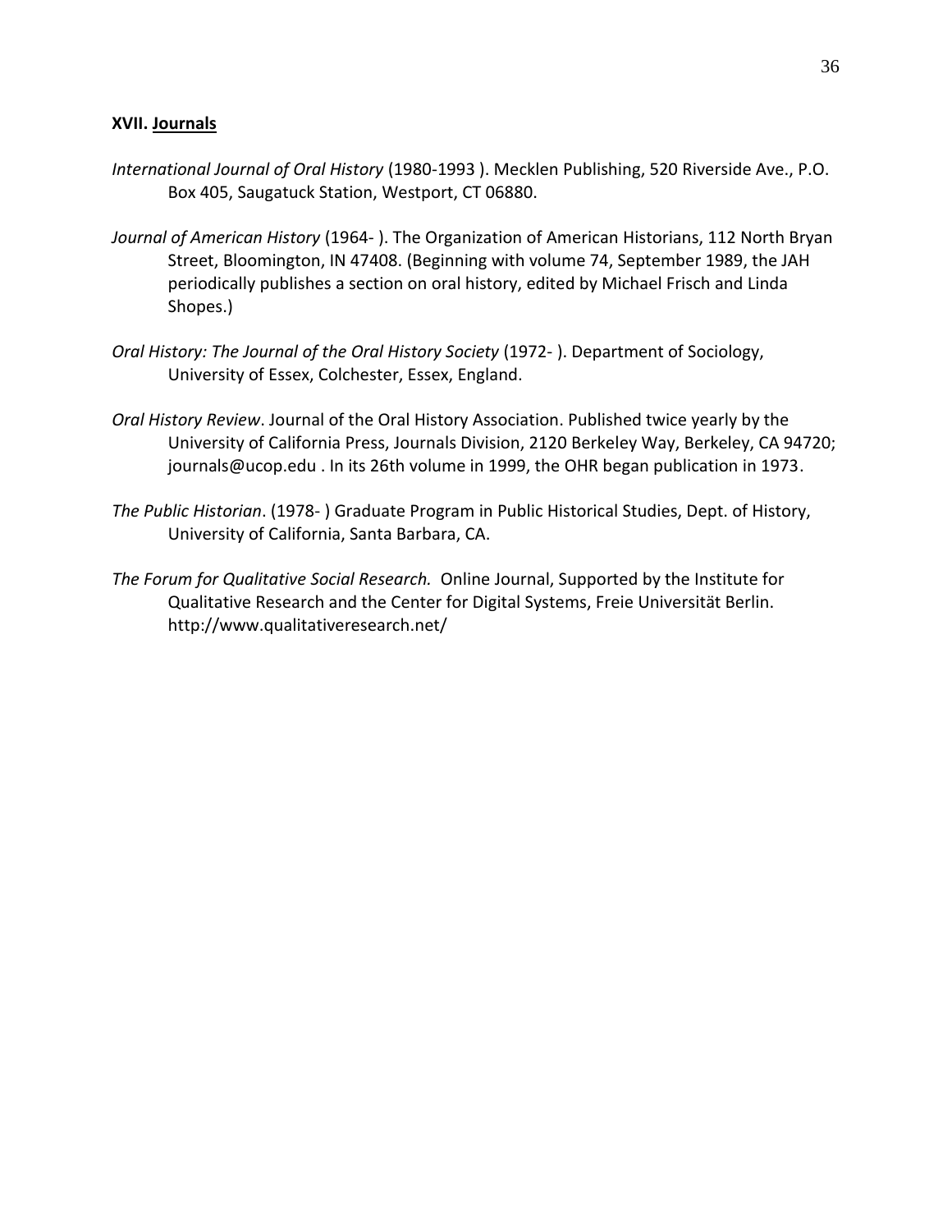### XVII. Journals

*International Journal of Oral History* (1980-1993 ). Mecklen Publishing, 520 Riverside Ave., P.O. Box 405, Saugatuck Station, Westport, CT 06880.

*Journal of American History* (1964- ). The Organization of American Historians, 112 North Bryan Street, Bloomington, IN 47408. (Beginning with volume 74, September 1989, the JAH periodically publishes a section on oral history, edited by Michael Frisch and Linda Shopes.)

*Oral History: The Journal of the Oral History Society* (1972- ). Department of Sociology, University of Essex, Colchester, Essex, England.

*Oral History Review*. Journal of the Oral History Association. Published twice yearly by the University of California Press, Journals Division, 2120 Berkeley Way, Berkeley, CA 94720; journals@ucop.edu . In its 26th volume in 1999, the OHR began publication in 1973.

*The Public Historian*. (1978- ) Graduate Program in Public Historical Studies, Dept. of History, University of California, Santa Barbara, CA.

*The Forum for Qualitative Social Research.* Online Journal, Supported by the Institute for Qualitative Research and the Center for Digital Systems, Freie Universität Berlin. http://www.qualitativeresearch.net/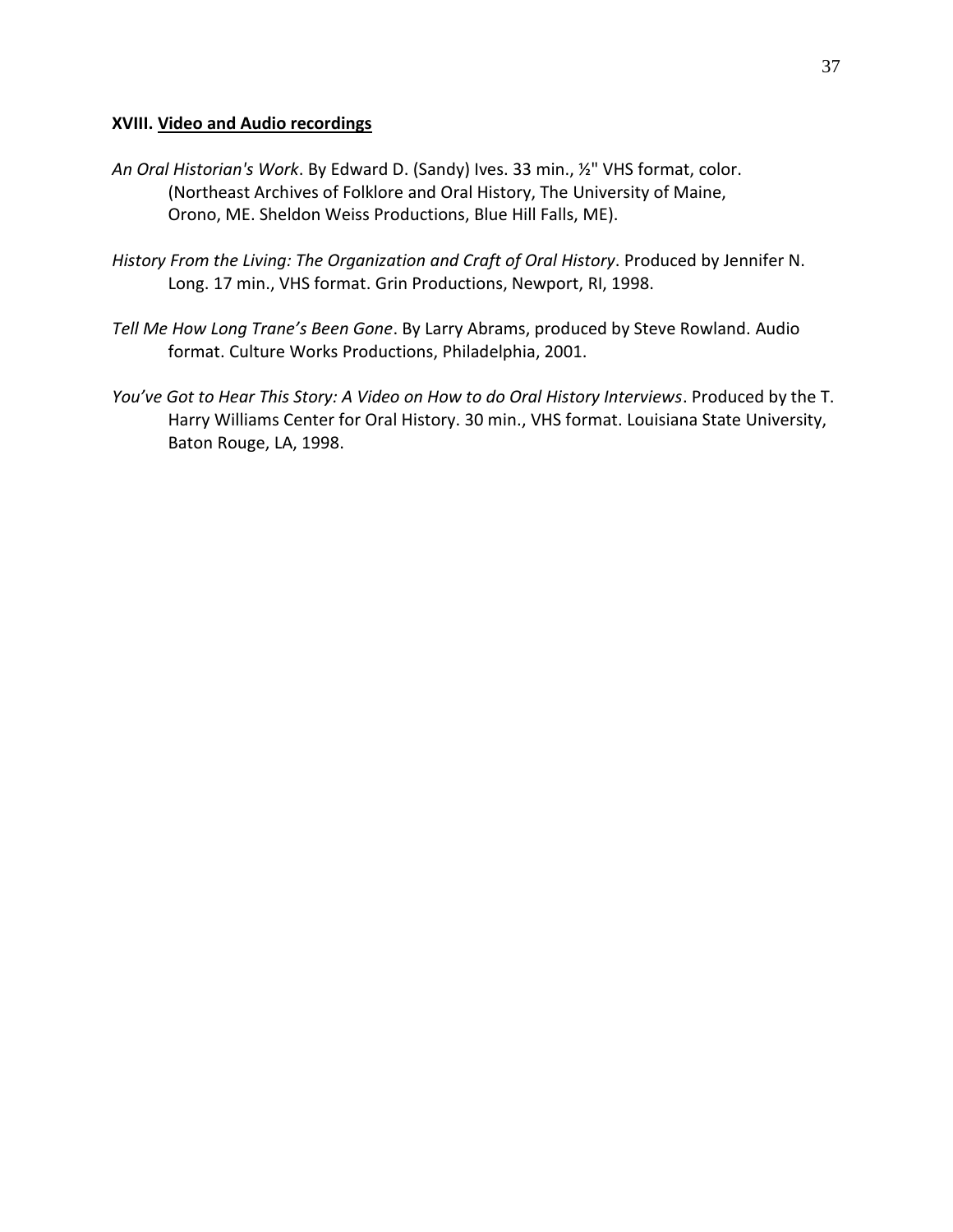## XVIII. Video and Audio recordings

*An Oral Historian's Work*. By Edward D. (Sandy) Ives. 33 min., ½" VHS format, color. (Northeast Archives of Folklore and Oral History, The University of Maine, Orono, ME. Sheldon Weiss Productions, Blue Hill Falls, ME).

*History From the Living: The Organization and Craft of Oral History*. Produced by Jennifer N. Long. 17 min., VHS format. Grin Productions, Newport, RI, 1998.

*Tell Me How Long Trane's Been Gone*. By Larry Abrams, produced by Steve Rowland. Audio format. Culture Works Productions, Philadelphia, 2001.

*You've Got to Hear This Story: A Video on How to do Oral History Interviews*. Produced by the T. Harry Williams Center for Oral History. 30 min., VHS format. Louisiana State University, Baton Rouge, LA, 1998.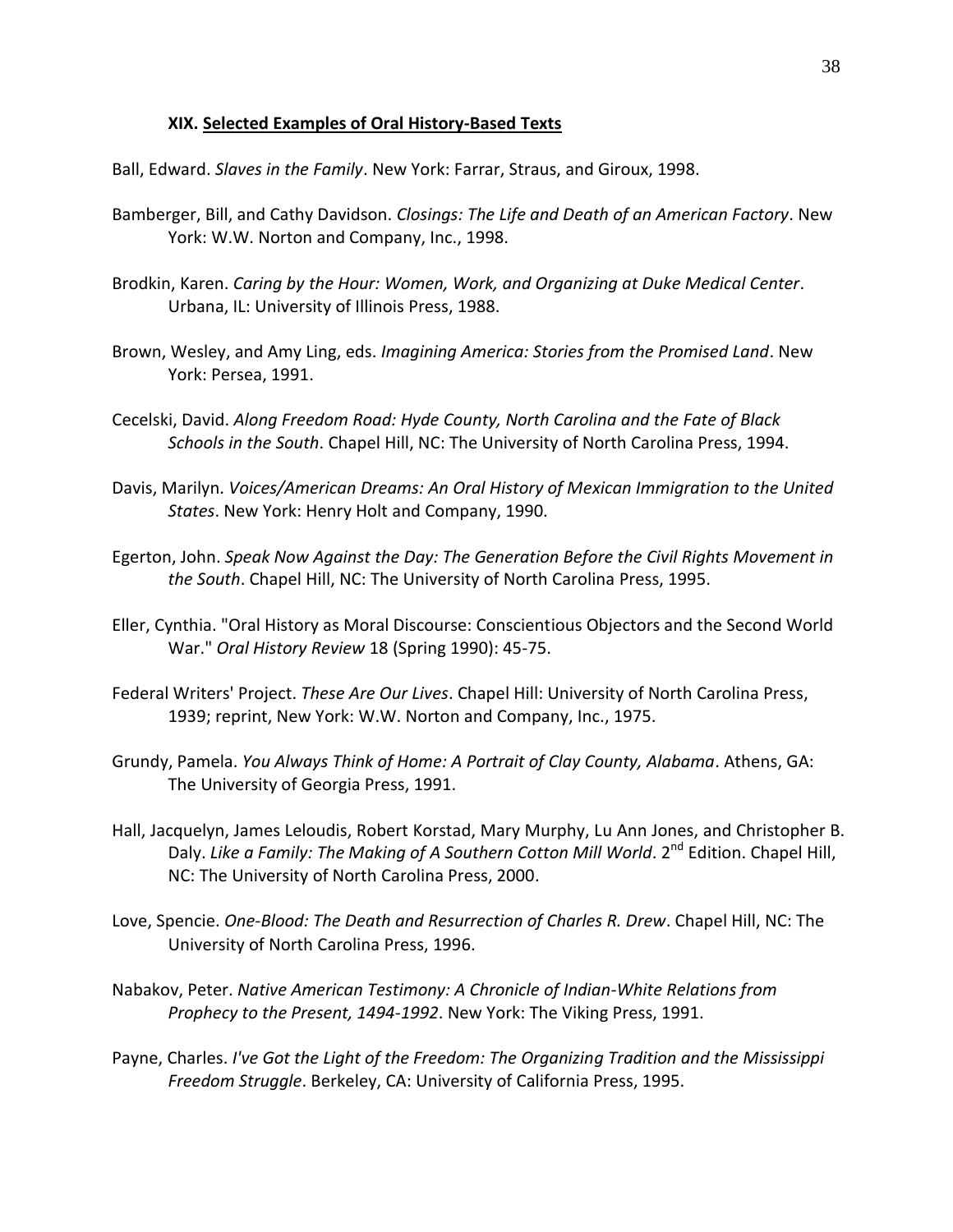### **XIX. Selected Examples of Oral History-Based Texts**

Ball, Edward. *Slaves in the Family*. New York: Farrar, Straus, and Giroux, 1998.

Bamberger, Bill, and Cathy Davidson. *Closings: The Life and Death of an American Factory*. New York: W.W. Norton and Company, Inc., 1998.

Brodkin, Karen. *Caring by the Hour: Women, Work, and Organizing at Duke Medical Center*. Urbana, IL: University of Illinois Press, 1988.

Brown, Wesley, and Amy Ling, eds. *Imagining America: Stories from the Promised Land*. New York: Persea, 1991.

Cecelski, David. *Along Freedom Road: Hyde County, North Carolina and the Fate of Black Schools in the South*. Chapel Hill, NC: The University of North Carolina Press, 1994.

Davis, Marilyn. *Voices/American Dreams: An Oral History of Mexican Immigration to the United States*. New York: Henry Holt and Company, 1990.

Egerton, John. *Speak Now Against the Day: The Generation Before the Civil Rights Movement in the South*. Chapel Hill, NC: The University of North Carolina Press, 1995.

Eller, Cynthia. "Oral History as Moral Discourse: Conscientious Objectors and the Second World War." *Oral History Review* 18 (Spring 1990): 45-75.

Federal Writers' Project. *These Are Our Lives*. Chapel Hill: University of North Carolina Press, 1939; reprint, New York: W.W. Norton and Company, Inc., 1975.

Grundy, Pamela. *You Always Think of Home: A Portrait of Clay County, Alabama*. Athens, GA: The University of Georgia Press, 1991.

Hall, Jacquelyn, James Leloudis, Robert Korstad, Mary Murphy, Lu Ann Jones, and Christopher B. Daly. *Like a Family: The Making of A Southern Cotton Mill World*. 2nd Edition. Chapel Hill, NC: The University of North Carolina Press, 2000.

Love, Spencie. *One-Blood: The Death and Resurrection of Charles R. Drew*. Chapel Hill, NC: The University of North Carolina Press, 1996.

Nabakov, Peter. *Native American Testimony: A Chronicle of Indian-White Relations from Prophecy to the Present, 1494-1992*. New York: The Viking Press, 1991.

Payne, Charles. *I've Got the Light of the Freedom: The Organizing Tradition and the Mississippi Freedom Struggle*. Berkeley, CA: University of California Press, 1995.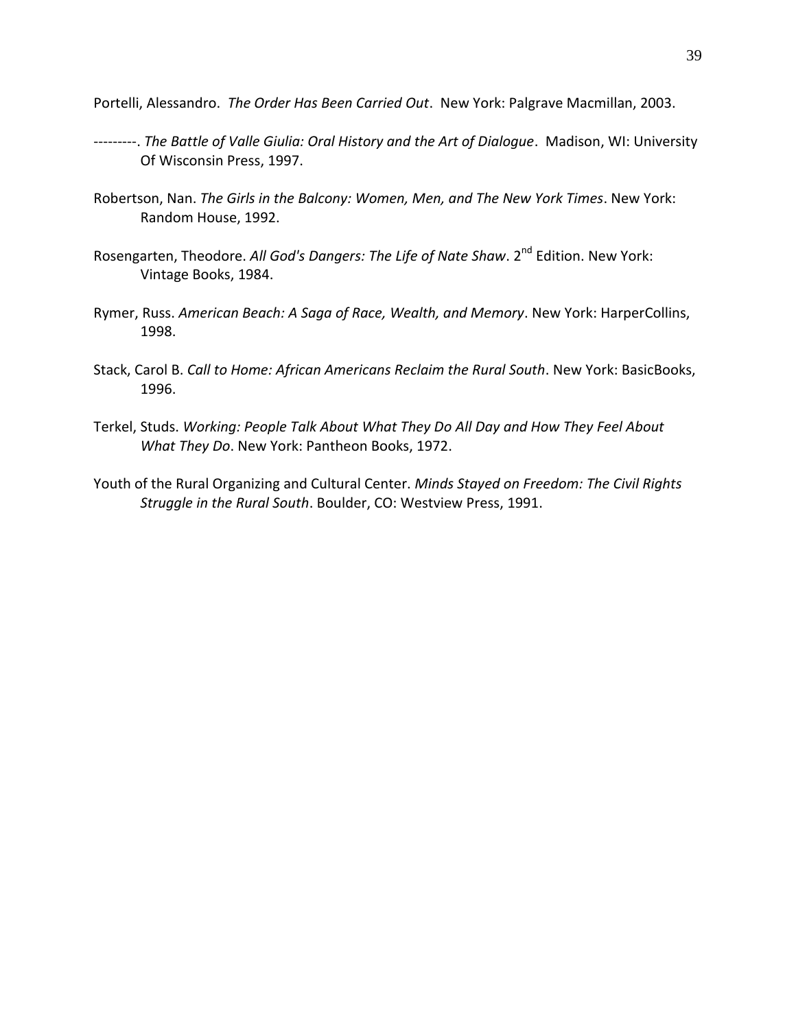Portelli, Alessandro. *The Order Has Been Carried Out*. New York: Palgrave Macmillan, 2003.

---------. *The Battle of Valle Giulia: Oral History and the Art of Dialogue*. Madison, WI: University Of Wisconsin Press, 1997.

Robertson, Nan. *The Girls in the Balcony: Women, Men, and The New York Times*. New York: Random House, 1992.

Rosengarten, Theodore. *All God's Dangers: The Life of Nate Shaw*. 2nd Edition. New York: Vintage Books, 1984.

Rymer, Russ. *American Beach: A Saga of Race, Wealth, and Memory*. New York: HarperCollins, 1998.

Stack, Carol B. *Call to Home: African Americans Reclaim the Rural South*. New York: BasicBooks, 1996.

Terkel, Studs. *Working: People Talk About What They Do All Day and How They Feel About What They Do*. New York: Pantheon Books, 1972.

Youth of the Rural Organizing and Cultural Center. *Minds Stayed on Freedom: The Civil Rights Struggle in the Rural South*. Boulder, CO: Westview Press, 1991.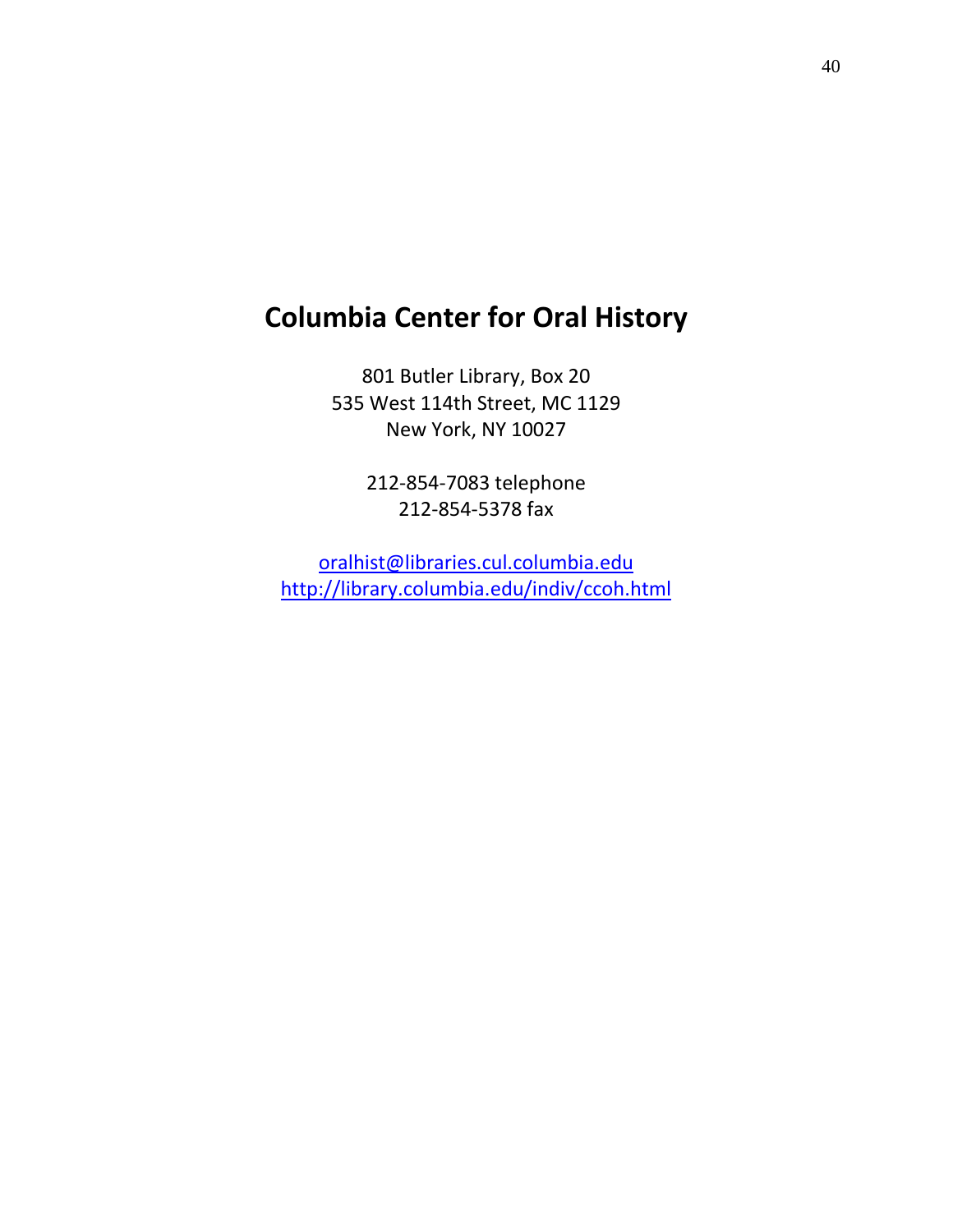# Columbia Center for Oral History

801 Butler Library, Box 20
535 West 114th Street, MC 1129
New York, NY 10027

212-854-7083 telephone
212-854-5378 fax

oralhist@libraries.cul.columbia.edu
http://library.columbia.edu/indiv/ccoh.html